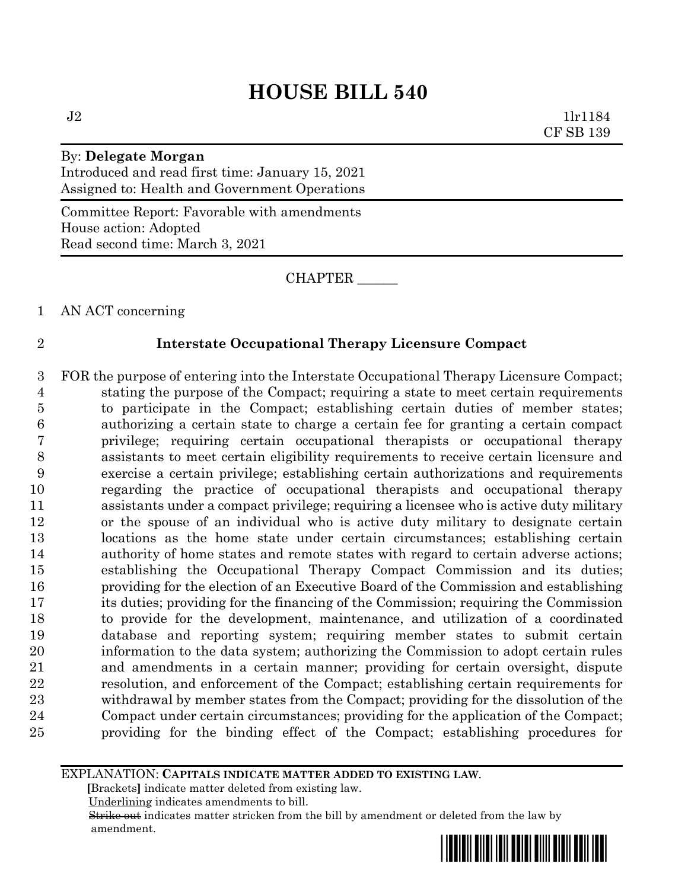# HOUSE BILL 540

J2 1lr1184
CF SB 139

By: **Delegate Morgan**
Introduced and read first time: January 15, 2021
Assigned to: Health and Government Operations

Committee Report: Favorable with amendments
House action: Adopted
Read second time: March 3, 2021

CHAPTER ______

AN ACT concerning

**Interstate Occupational Therapy Licensure Compact**

FOR the purpose of entering into the Interstate Occupational Therapy Licensure Compact; stating the purpose of the Compact; requiring a state to meet certain requirements to participate in the Compact; establishing certain duties of member states; authorizing a certain state to charge a certain fee for granting a certain compact privilege; requiring certain occupational therapists or occupational therapy assistants to meet certain eligibility requirements to receive certain licensure and exercise a certain privilege; establishing certain authorizations and requirements regarding the practice of occupational therapists and occupational therapy assistants under a compact privilege; requiring a licensee who is active duty military or the spouse of an individual who is active duty military to designate certain locations as the home state under certain circumstances; establishing certain authority of home states and remote states with regard to certain adverse actions; establishing the Occupational Therapy Compact Commission and its duties; providing for the election of an Executive Board of the Commission and establishing its duties; providing for the financing of the Commission; requiring the Commission to provide for the development, maintenance, and utilization of a coordinated database and reporting system; requiring member states to submit certain information to the data system; authorizing the Commission to adopt certain rules and amendments in a certain manner; providing for certain oversight, dispute resolution, and enforcement of the Compact; establishing certain requirements for withdrawal by member states from the Compact; providing for the dissolution of the Compact under certain circumstances; providing for the application of the Compact; providing for the binding effect of the Compact; establishing procedures for

EXPLANATION: **CAPITALS INDICATE MATTER ADDED TO EXISTING LAW.**
**[**Brackets**]** indicate matter deleted from existing law.
Underlining indicates amendments to bill.
~~Strike out~~ indicates matter stricken from the bill by amendment or deleted from the law by amendment.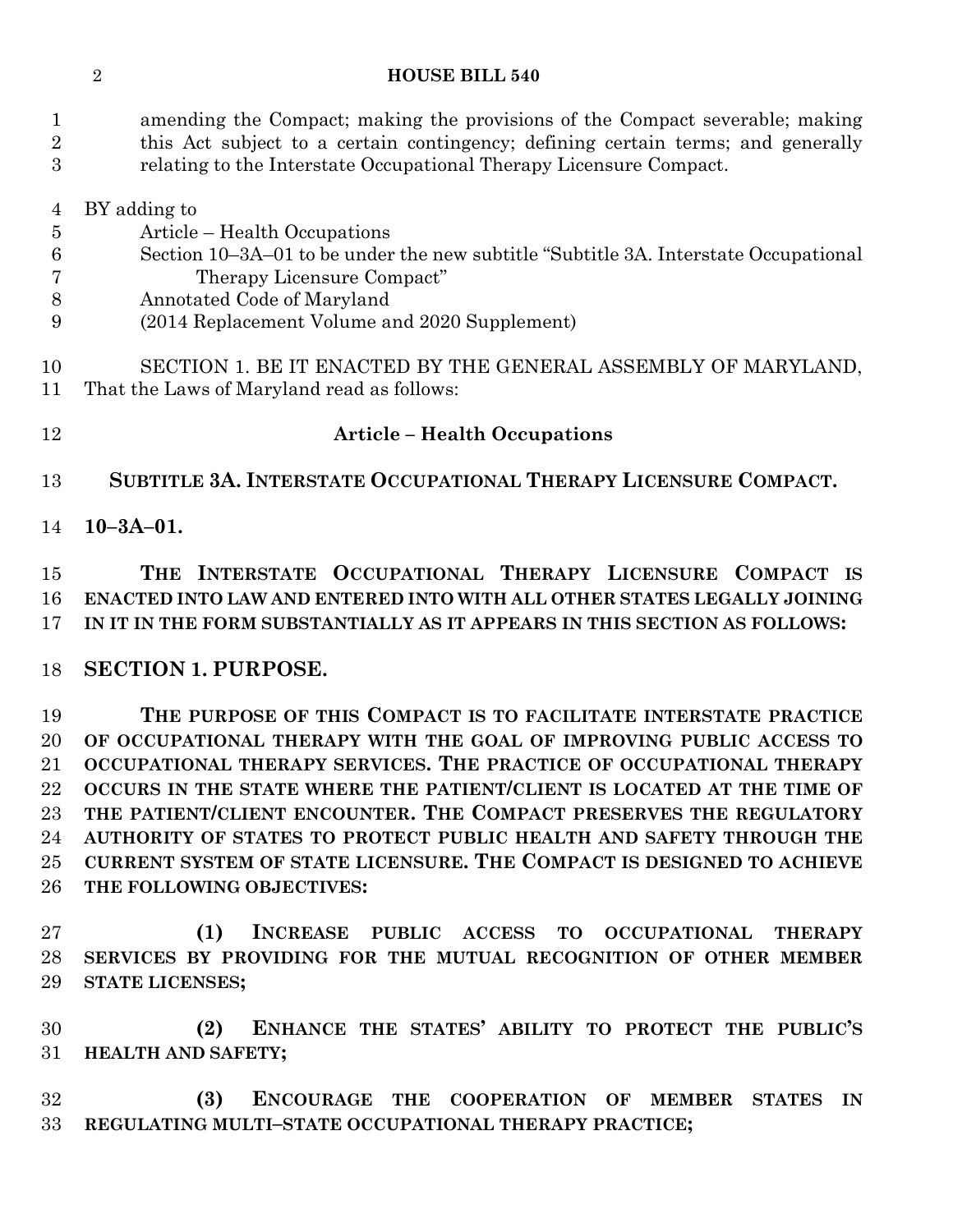amending the Compact; making the provisions of the Compact severable; making this Act subject to a certain contingency; defining certain terms; and generally relating to the Interstate Occupational Therapy Licensure Compact.

BY adding to
Article – Health Occupations
Section 10–3A–01 to be under the new subtitle "Subtitle 3A. Interstate Occupational Therapy Licensure Compact"
Annotated Code of Maryland
(2014 Replacement Volume and 2020 Supplement)

SECTION 1. BE IT ENACTED BY THE GENERAL ASSEMBLY OF MARYLAND, That the Laws of Maryland read as follows:

**Article – Health Occupations**

**SUBTITLE 3A. INTERSTATE OCCUPATIONAL THERAPY LICENSURE COMPACT.**

**10–3A–01.**

**THE INTERSTATE OCCUPATIONAL THERAPY LICENSURE COMPACT IS ENACTED INTO LAW AND ENTERED INTO WITH ALL OTHER STATES LEGALLY JOINING IN IT IN THE FORM SUBSTANTIALLY AS IT APPEARS IN THIS SECTION AS FOLLOWS:**

**SECTION 1. PURPOSE.**

**THE PURPOSE OF THIS COMPACT IS TO FACILITATE INTERSTATE PRACTICE OF OCCUPATIONAL THERAPY WITH THE GOAL OF IMPROVING PUBLIC ACCESS TO OCCUPATIONAL THERAPY SERVICES. THE PRACTICE OF OCCUPATIONAL THERAPY OCCURS IN THE STATE WHERE THE PATIENT/CLIENT IS LOCATED AT THE TIME OF THE PATIENT/CLIENT ENCOUNTER. THE COMPACT PRESERVES THE REGULATORY AUTHORITY OF STATES TO PROTECT PUBLIC HEALTH AND SAFETY THROUGH THE CURRENT SYSTEM OF STATE LICENSURE. THE COMPACT IS DESIGNED TO ACHIEVE THE FOLLOWING OBJECTIVES:**

**(1) INCREASE PUBLIC ACCESS TO OCCUPATIONAL THERAPY SERVICES BY PROVIDING FOR THE MUTUAL RECOGNITION OF OTHER MEMBER STATE LICENSES;**

**(2) ENHANCE THE STATES' ABILITY TO PROTECT THE PUBLIC'S HEALTH AND SAFETY;**

**(3) ENCOURAGE THE COOPERATION OF MEMBER STATES IN REGULATING MULTI–STATE OCCUPATIONAL THERAPY PRACTICE;**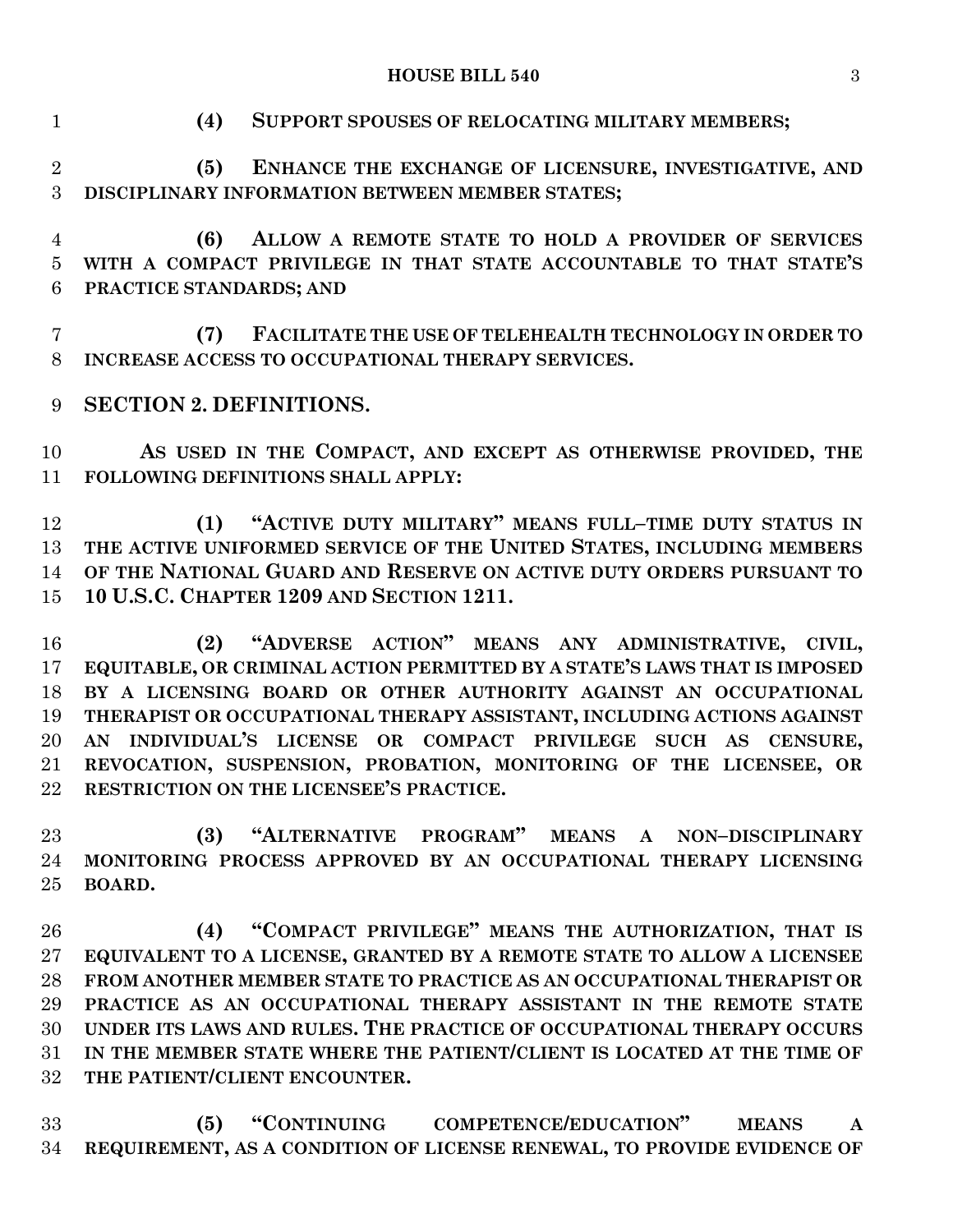**(4) SUPPORT SPOUSES OF RELOCATING MILITARY MEMBERS;**

**(5) ENHANCE THE EXCHANGE OF LICENSURE, INVESTIGATIVE, AND DISCIPLINARY INFORMATION BETWEEN MEMBER STATES;**

**(6) ALLOW A REMOTE STATE TO HOLD A PROVIDER OF SERVICES WITH A COMPACT PRIVILEGE IN THAT STATE ACCOUNTABLE TO THAT STATE'S PRACTICE STANDARDS; AND**

**(7) FACILITATE THE USE OF TELEHEALTH TECHNOLOGY IN ORDER TO INCREASE ACCESS TO OCCUPATIONAL THERAPY SERVICES.**

## SECTION 2. DEFINITIONS.

**AS USED IN THE COMPACT, AND EXCEPT AS OTHERWISE PROVIDED, THE FOLLOWING DEFINITIONS SHALL APPLY:**

**(1) "ACTIVE DUTY MILITARY" MEANS FULL–TIME DUTY STATUS IN THE ACTIVE UNIFORMED SERVICE OF THE UNITED STATES, INCLUDING MEMBERS OF THE NATIONAL GUARD AND RESERVE ON ACTIVE DUTY ORDERS PURSUANT TO 10 U.S.C. CHAPTER 1209 AND SECTION 1211.**

**(2) "ADVERSE ACTION" MEANS ANY ADMINISTRATIVE, CIVIL, EQUITABLE, OR CRIMINAL ACTION PERMITTED BY A STATE'S LAWS THAT IS IMPOSED BY A LICENSING BOARD OR OTHER AUTHORITY AGAINST AN OCCUPATIONAL THERAPIST OR OCCUPATIONAL THERAPY ASSISTANT, INCLUDING ACTIONS AGAINST AN INDIVIDUAL'S LICENSE OR COMPACT PRIVILEGE SUCH AS CENSURE, REVOCATION, SUSPENSION, PROBATION, MONITORING OF THE LICENSEE, OR RESTRICTION ON THE LICENSEE'S PRACTICE.**

**(3) "ALTERNATIVE PROGRAM" MEANS A NON–DISCIPLINARY MONITORING PROCESS APPROVED BY AN OCCUPATIONAL THERAPY LICENSING BOARD.**

**(4) "COMPACT PRIVILEGE" MEANS THE AUTHORIZATION, THAT IS EQUIVALENT TO A LICENSE, GRANTED BY A REMOTE STATE TO ALLOW A LICENSEE FROM ANOTHER MEMBER STATE TO PRACTICE AS AN OCCUPATIONAL THERAPIST OR PRACTICE AS AN OCCUPATIONAL THERAPY ASSISTANT IN THE REMOTE STATE UNDER ITS LAWS AND RULES. THE PRACTICE OF OCCUPATIONAL THERAPY OCCURS IN THE MEMBER STATE WHERE THE PATIENT/CLIENT IS LOCATED AT THE TIME OF THE PATIENT/CLIENT ENCOUNTER.**

**(5) "CONTINUING COMPETENCE/EDUCATION" MEANS A REQUIREMENT, AS A CONDITION OF LICENSE RENEWAL, TO PROVIDE EVIDENCE OF**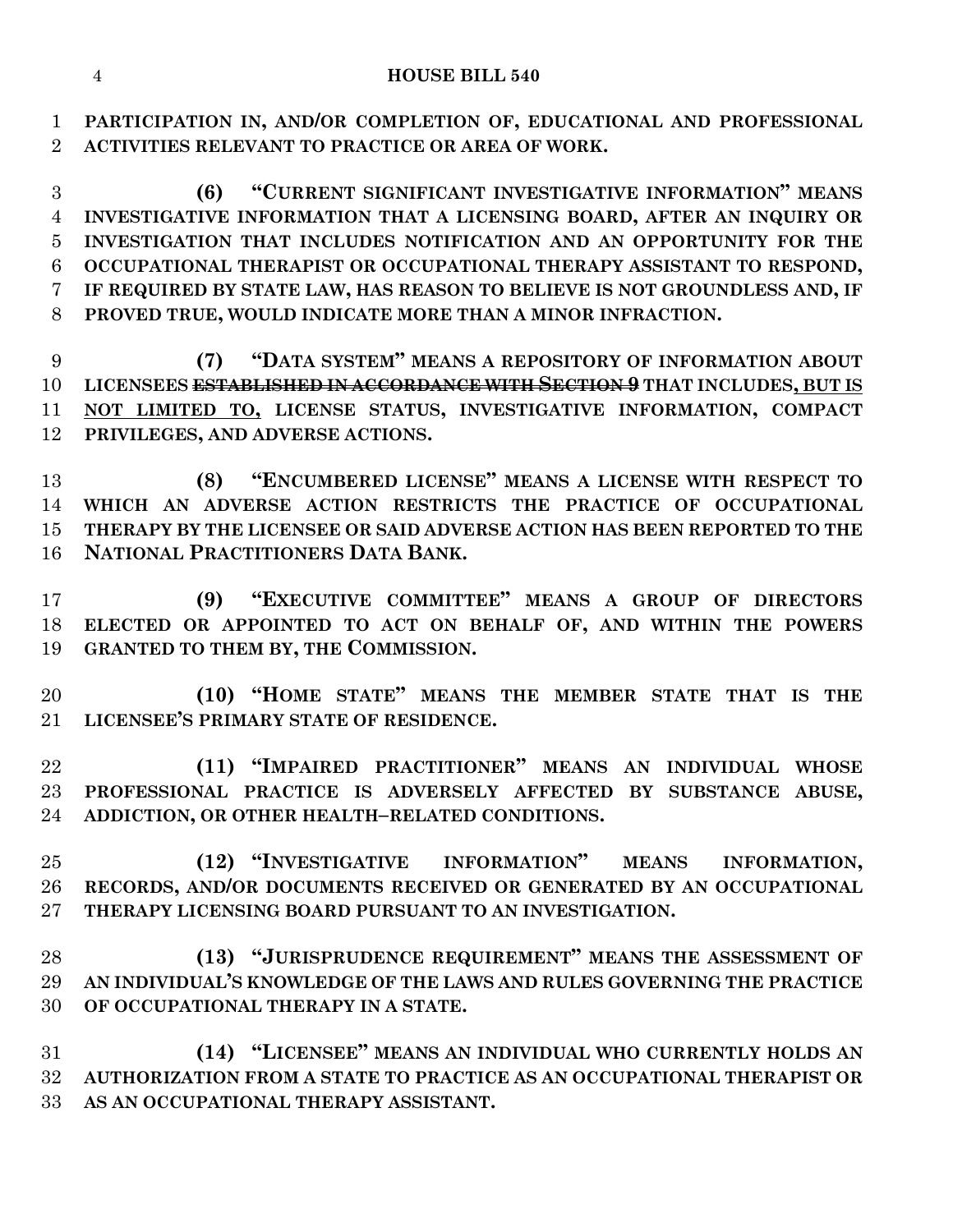**PARTICIPATION IN, AND/OR COMPLETION OF, EDUCATIONAL AND PROFESSIONAL ACTIVITIES RELEVANT TO PRACTICE OR AREA OF WORK.**

**(6) "CURRENT SIGNIFICANT INVESTIGATIVE INFORMATION" MEANS INVESTIGATIVE INFORMATION THAT A LICENSING BOARD, AFTER AN INQUIRY OR INVESTIGATION THAT INCLUDES NOTIFICATION AND AN OPPORTUNITY FOR THE OCCUPATIONAL THERAPIST OR OCCUPATIONAL THERAPY ASSISTANT TO RESPOND, IF REQUIRED BY STATE LAW, HAS REASON TO BELIEVE IS NOT GROUNDLESS AND, IF PROVED TRUE, WOULD INDICATE MORE THAN A MINOR INFRACTION.**

**(7) "DATA SYSTEM" MEANS A REPOSITORY OF INFORMATION ABOUT LICENSEES ~~ESTABLISHED IN ACCORDANCE WITH SECTION 9~~ THAT INCLUDES, BUT IS NOT LIMITED TO, LICENSE STATUS, INVESTIGATIVE INFORMATION, COMPACT PRIVILEGES, AND ADVERSE ACTIONS.**

**(8) "ENCUMBERED LICENSE" MEANS A LICENSE WITH RESPECT TO WHICH AN ADVERSE ACTION RESTRICTS THE PRACTICE OF OCCUPATIONAL THERAPY BY THE LICENSEE OR SAID ADVERSE ACTION HAS BEEN REPORTED TO THE NATIONAL PRACTITIONERS DATA BANK.**

**(9) "EXECUTIVE COMMITTEE" MEANS A GROUP OF DIRECTORS ELECTED OR APPOINTED TO ACT ON BEHALF OF, AND WITHIN THE POWERS GRANTED TO THEM BY, THE COMMISSION.**

**(10) "HOME STATE" MEANS THE MEMBER STATE THAT IS THE LICENSEE'S PRIMARY STATE OF RESIDENCE.**

**(11) "IMPAIRED PRACTITIONER" MEANS AN INDIVIDUAL WHOSE PROFESSIONAL PRACTICE IS ADVERSELY AFFECTED BY SUBSTANCE ABUSE, ADDICTION, OR OTHER HEALTH–RELATED CONDITIONS.**

**(12) "INVESTIGATIVE INFORMATION" MEANS INFORMATION, RECORDS, AND/OR DOCUMENTS RECEIVED OR GENERATED BY AN OCCUPATIONAL THERAPY LICENSING BOARD PURSUANT TO AN INVESTIGATION.**

**(13) "JURISPRUDENCE REQUIREMENT" MEANS THE ASSESSMENT OF AN INDIVIDUAL'S KNOWLEDGE OF THE LAWS AND RULES GOVERNING THE PRACTICE OF OCCUPATIONAL THERAPY IN A STATE.**

**(14) "LICENSEE" MEANS AN INDIVIDUAL WHO CURRENTLY HOLDS AN AUTHORIZATION FROM A STATE TO PRACTICE AS AN OCCUPATIONAL THERAPIST OR AS AN OCCUPATIONAL THERAPY ASSISTANT.**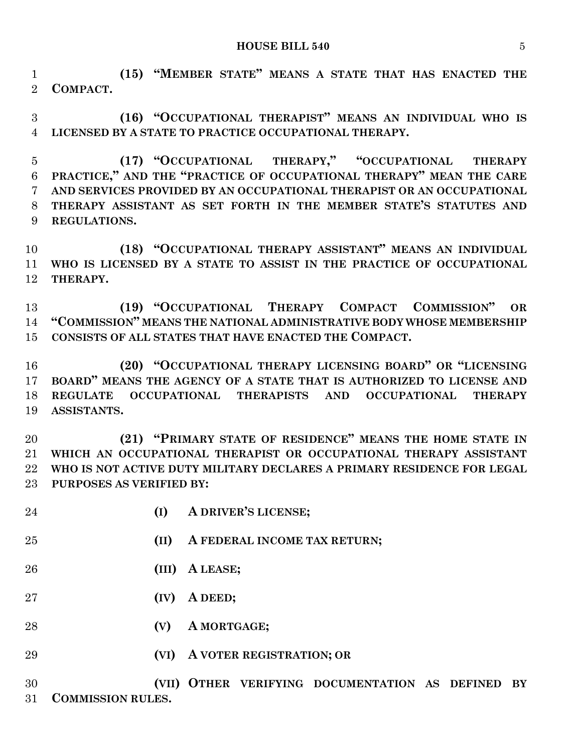**(15) "MEMBER STATE" MEANS A STATE THAT HAS ENACTED THE COMPACT.**

**(16) "OCCUPATIONAL THERAPIST" MEANS AN INDIVIDUAL WHO IS LICENSED BY A STATE TO PRACTICE OCCUPATIONAL THERAPY.**

**(17) "OCCUPATIONAL THERAPY," "OCCUPATIONAL THERAPY PRACTICE," AND THE "PRACTICE OF OCCUPATIONAL THERAPY" MEAN THE CARE AND SERVICES PROVIDED BY AN OCCUPATIONAL THERAPIST OR AN OCCUPATIONAL THERAPY ASSISTANT AS SET FORTH IN THE MEMBER STATE'S STATUTES AND REGULATIONS.**

**(18) "OCCUPATIONAL THERAPY ASSISTANT" MEANS AN INDIVIDUAL WHO IS LICENSED BY A STATE TO ASSIST IN THE PRACTICE OF OCCUPATIONAL THERAPY.**

**(19) "OCCUPATIONAL THERAPY COMPACT COMMISSION" OR "COMMISSION" MEANS THE NATIONAL ADMINISTRATIVE BODY WHOSE MEMBERSHIP CONSISTS OF ALL STATES THAT HAVE ENACTED THE COMPACT.**

**(20) "OCCUPATIONAL THERAPY LICENSING BOARD" OR "LICENSING BOARD" MEANS THE AGENCY OF A STATE THAT IS AUTHORIZED TO LICENSE AND REGULATE OCCUPATIONAL THERAPISTS AND OCCUPATIONAL THERAPY ASSISTANTS.**

**(21) "PRIMARY STATE OF RESIDENCE" MEANS THE HOME STATE IN WHICH AN OCCUPATIONAL THERAPIST OR OCCUPATIONAL THERAPY ASSISTANT WHO IS NOT ACTIVE DUTY MILITARY DECLARES A PRIMARY RESIDENCE FOR LEGAL PURPOSES AS VERIFIED BY:**

**(I) A DRIVER'S LICENSE;**

**(II) A FEDERAL INCOME TAX RETURN;**

**(III) A LEASE;**

**(IV) A DEED;**

**(V) A MORTGAGE;**

**(VI) A VOTER REGISTRATION; OR**

**(VII) OTHER VERIFYING DOCUMENTATION AS DEFINED BY COMMISSION RULES.**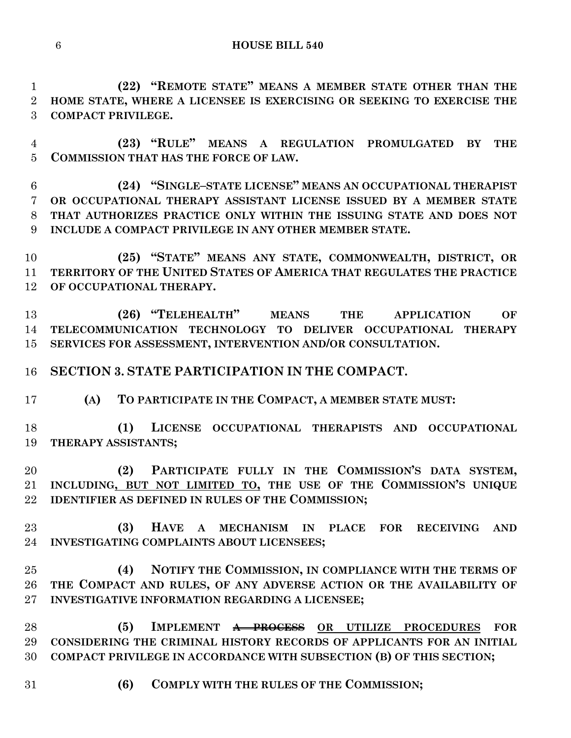**(22) "REMOTE STATE" MEANS A MEMBER STATE OTHER THAN THE HOME STATE, WHERE A LICENSEE IS EXERCISING OR SEEKING TO EXERCISE THE COMPACT PRIVILEGE.**

**(23) "RULE" MEANS A REGULATION PROMULGATED BY THE COMMISSION THAT HAS THE FORCE OF LAW.**

**(24) "SINGLE–STATE LICENSE" MEANS AN OCCUPATIONAL THERAPIST OR OCCUPATIONAL THERAPY ASSISTANT LICENSE ISSUED BY A MEMBER STATE THAT AUTHORIZES PRACTICE ONLY WITHIN THE ISSUING STATE AND DOES NOT INCLUDE A COMPACT PRIVILEGE IN ANY OTHER MEMBER STATE.**

**(25) "STATE" MEANS ANY STATE, COMMONWEALTH, DISTRICT, OR TERRITORY OF THE UNITED STATES OF AMERICA THAT REGULATES THE PRACTICE OF OCCUPATIONAL THERAPY.**

**(26) "TELEHEALTH" MEANS THE APPLICATION OF TELECOMMUNICATION TECHNOLOGY TO DELIVER OCCUPATIONAL THERAPY SERVICES FOR ASSESSMENT, INTERVENTION AND/OR CONSULTATION.**

## SECTION 3. STATE PARTICIPATION IN THE COMPACT.

**(A) TO PARTICIPATE IN THE COMPACT, A MEMBER STATE MUST:**

**(1) LICENSE OCCUPATIONAL THERAPISTS AND OCCUPATIONAL THERAPY ASSISTANTS;**

**(2) PARTICIPATE FULLY IN THE COMMISSION'S DATA SYSTEM, INCLUDING<u>, BUT NOT LIMITED TO,</u> THE USE OF THE COMMISSION'S UNIQUE IDENTIFIER AS DEFINED IN RULES OF THE COMMISSION;**

**(3) HAVE A MECHANISM IN PLACE FOR RECEIVING AND INVESTIGATING COMPLAINTS ABOUT LICENSEES;**

**(4) NOTIFY THE COMMISSION, IN COMPLIANCE WITH THE TERMS OF THE COMPACT AND RULES, OF ANY ADVERSE ACTION OR THE AVAILABILITY OF INVESTIGATIVE INFORMATION REGARDING A LICENSEE;**

**(5) IMPLEMENT ~~A PROCESS~~ <u>OR UTILIZE PROCEDURES</u> FOR CONSIDERING THE CRIMINAL HISTORY RECORDS OF APPLICANTS FOR AN INITIAL COMPACT PRIVILEGE IN ACCORDANCE WITH SUBSECTION (B) OF THIS SECTION;**

**(6) COMPLY WITH THE RULES OF THE COMMISSION;**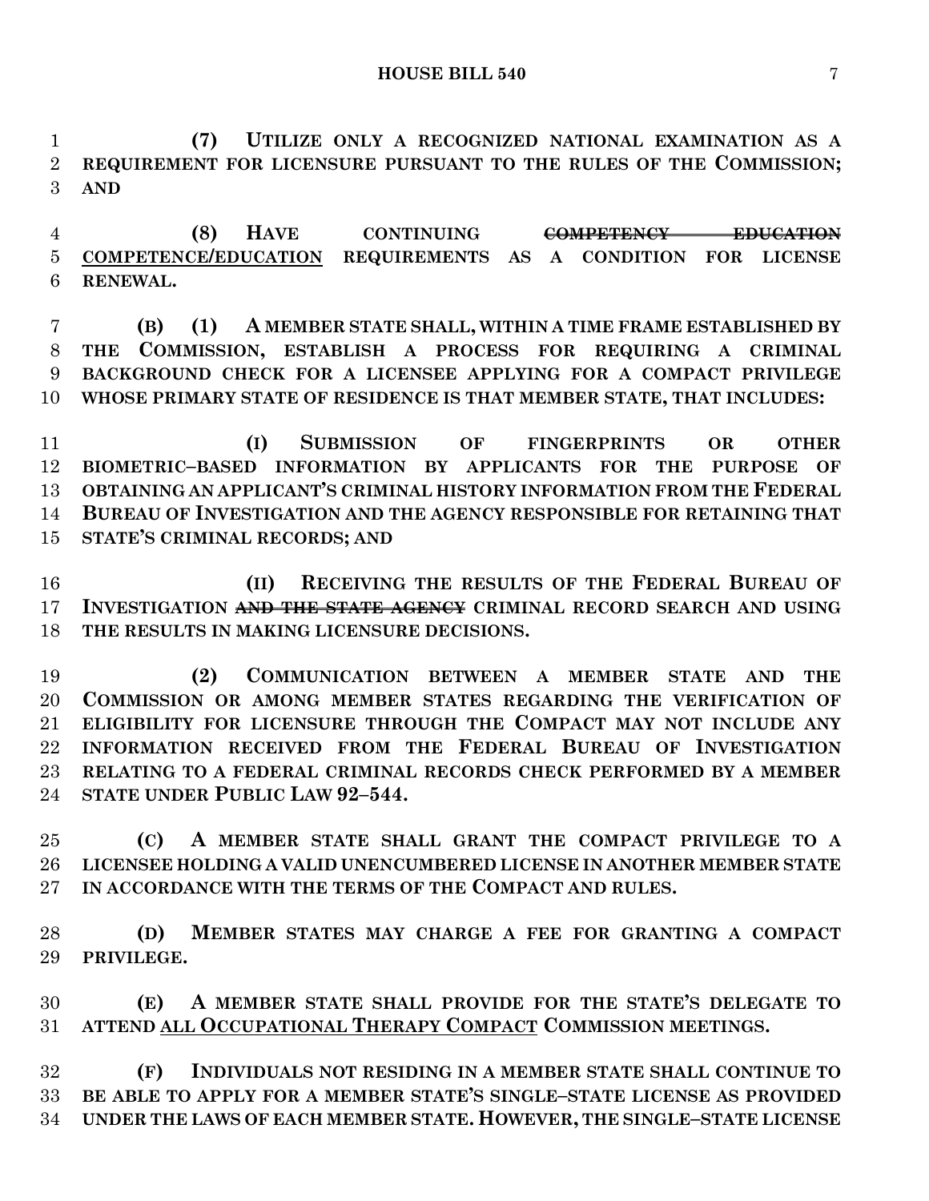**(7) UTILIZE ONLY A RECOGNIZED NATIONAL EXAMINATION AS A REQUIREMENT FOR LICENSURE PURSUANT TO THE RULES OF THE COMMISSION; AND**

**(8) HAVE CONTINUING ~~COMPETENCY EDUCATION~~ <u>COMPETENCE/EDUCATION</u> REQUIREMENTS AS A CONDITION FOR LICENSE RENEWAL.**

**(B) (1) A MEMBER STATE SHALL, WITHIN A TIME FRAME ESTABLISHED BY THE COMMISSION, ESTABLISH A PROCESS FOR REQUIRING A CRIMINAL BACKGROUND CHECK FOR A LICENSEE APPLYING FOR A COMPACT PRIVILEGE WHOSE PRIMARY STATE OF RESIDENCE IS THAT MEMBER STATE, THAT INCLUDES:**

**(I) SUBMISSION OF FINGERPRINTS OR OTHER BIOMETRIC–BASED INFORMATION BY APPLICANTS FOR THE PURPOSE OF OBTAINING AN APPLICANT'S CRIMINAL HISTORY INFORMATION FROM THE FEDERAL BUREAU OF INVESTIGATION AND THE AGENCY RESPONSIBLE FOR RETAINING THAT STATE'S CRIMINAL RECORDS; AND**

**(II) RECEIVING THE RESULTS OF THE FEDERAL BUREAU OF INVESTIGATION ~~AND THE STATE AGENCY~~ CRIMINAL RECORD SEARCH AND USING THE RESULTS IN MAKING LICENSURE DECISIONS.**

**(2) COMMUNICATION BETWEEN A MEMBER STATE AND THE COMMISSION OR AMONG MEMBER STATES REGARDING THE VERIFICATION OF ELIGIBILITY FOR LICENSURE THROUGH THE COMPACT MAY NOT INCLUDE ANY INFORMATION RECEIVED FROM THE FEDERAL BUREAU OF INVESTIGATION RELATING TO A FEDERAL CRIMINAL RECORDS CHECK PERFORMED BY A MEMBER STATE UNDER PUBLIC LAW 92–544.**

**(C) A MEMBER STATE SHALL GRANT THE COMPACT PRIVILEGE TO A LICENSEE HOLDING A VALID UNENCUMBERED LICENSE IN ANOTHER MEMBER STATE IN ACCORDANCE WITH THE TERMS OF THE COMPACT AND RULES.**

**(D) MEMBER STATES MAY CHARGE A FEE FOR GRANTING A COMPACT PRIVILEGE.**

**(E) A MEMBER STATE SHALL PROVIDE FOR THE STATE'S DELEGATE TO ATTEND <u>ALL OCCUPATIONAL THERAPY COMPACT</u> COMMISSION MEETINGS.**

**(F) INDIVIDUALS NOT RESIDING IN A MEMBER STATE SHALL CONTINUE TO BE ABLE TO APPLY FOR A MEMBER STATE'S SINGLE–STATE LICENSE AS PROVIDED UNDER THE LAWS OF EACH MEMBER STATE. HOWEVER, THE SINGLE–STATE LICENSE**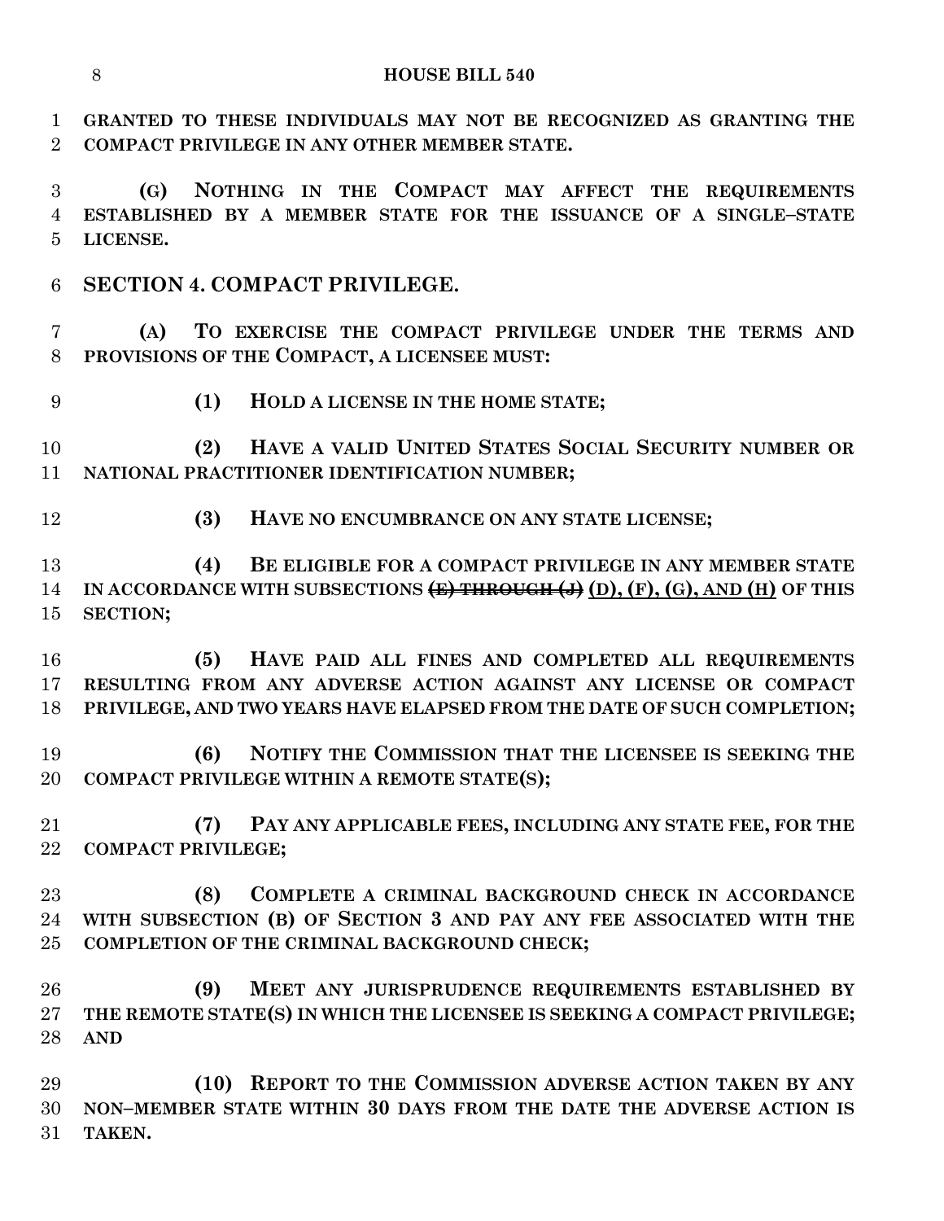**GRANTED TO THESE INDIVIDUALS MAY NOT BE RECOGNIZED AS GRANTING THE COMPACT PRIVILEGE IN ANY OTHER MEMBER STATE.**

**(G) NOTHING IN THE COMPACT MAY AFFECT THE REQUIREMENTS ESTABLISHED BY A MEMBER STATE FOR THE ISSUANCE OF A SINGLE–STATE LICENSE.**

## SECTION 4. COMPACT PRIVILEGE.

**(A) TO EXERCISE THE COMPACT PRIVILEGE UNDER THE TERMS AND PROVISIONS OF THE COMPACT, A LICENSEE MUST:**

**(1) HOLD A LICENSE IN THE HOME STATE;**

**(2) HAVE A VALID UNITED STATES SOCIAL SECURITY NUMBER OR NATIONAL PRACTITIONER IDENTIFICATION NUMBER;**

**(3) HAVE NO ENCUMBRANCE ON ANY STATE LICENSE;**

**(4) BE ELIGIBLE FOR A COMPACT PRIVILEGE IN ANY MEMBER STATE IN ACCORDANCE WITH SUBSECTIONS ~~(E) THROUGH (J)~~ <u>(D), (F), (G), AND (H)</u> OF THIS SECTION;**

**(5) HAVE PAID ALL FINES AND COMPLETED ALL REQUIREMENTS RESULTING FROM ANY ADVERSE ACTION AGAINST ANY LICENSE OR COMPACT PRIVILEGE, AND TWO YEARS HAVE ELAPSED FROM THE DATE OF SUCH COMPLETION;**

**(6) NOTIFY THE COMMISSION THAT THE LICENSEE IS SEEKING THE COMPACT PRIVILEGE WITHIN A REMOTE STATE(S);**

**(7) PAY ANY APPLICABLE FEES, INCLUDING ANY STATE FEE, FOR THE COMPACT PRIVILEGE;**

**(8) COMPLETE A CRIMINAL BACKGROUND CHECK IN ACCORDANCE WITH SUBSECTION (B) OF SECTION 3 AND PAY ANY FEE ASSOCIATED WITH THE COMPLETION OF THE CRIMINAL BACKGROUND CHECK;**

**(9) MEET ANY JURISPRUDENCE REQUIREMENTS ESTABLISHED BY THE REMOTE STATE(S) IN WHICH THE LICENSEE IS SEEKING A COMPACT PRIVILEGE; AND**

**(10) REPORT TO THE COMMISSION ADVERSE ACTION TAKEN BY ANY NON–MEMBER STATE WITHIN 30 DAYS FROM THE DATE THE ADVERSE ACTION IS TAKEN.**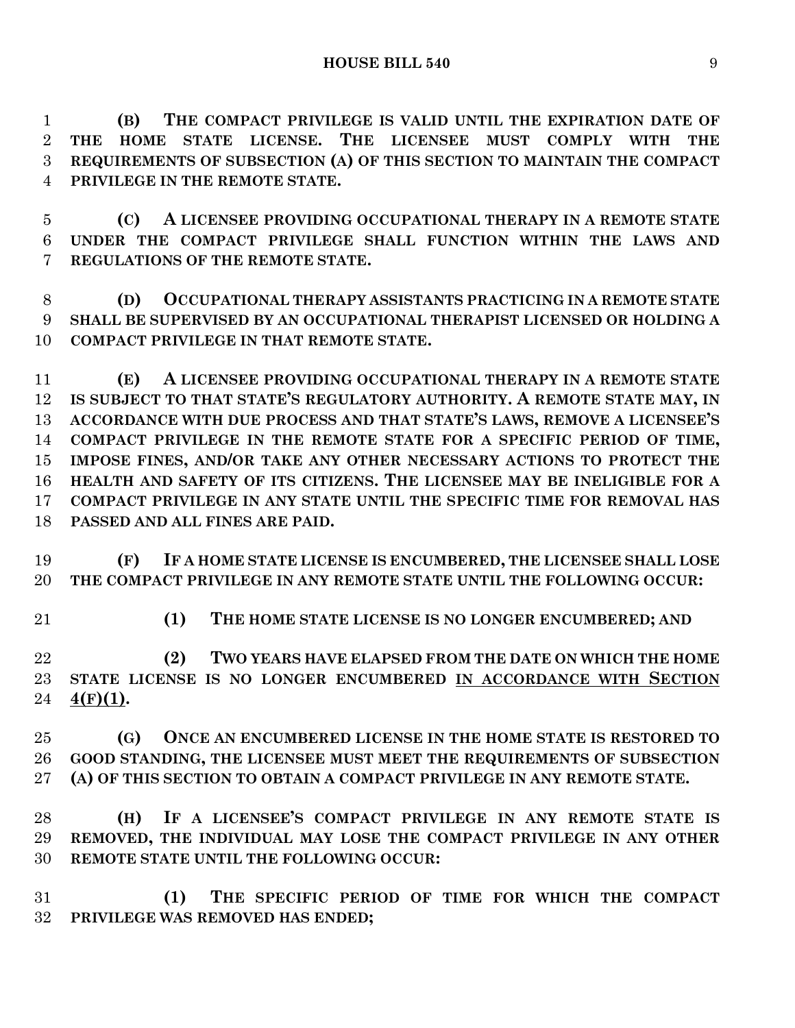**(B) THE COMPACT PRIVILEGE IS VALID UNTIL THE EXPIRATION DATE OF THE HOME STATE LICENSE. THE LICENSEE MUST COMPLY WITH THE REQUIREMENTS OF SUBSECTION (A) OF THIS SECTION TO MAINTAIN THE COMPACT PRIVILEGE IN THE REMOTE STATE.**

**(C) A LICENSEE PROVIDING OCCUPATIONAL THERAPY IN A REMOTE STATE UNDER THE COMPACT PRIVILEGE SHALL FUNCTION WITHIN THE LAWS AND REGULATIONS OF THE REMOTE STATE.**

**(D) OCCUPATIONAL THERAPY ASSISTANTS PRACTICING IN A REMOTE STATE SHALL BE SUPERVISED BY AN OCCUPATIONAL THERAPIST LICENSED OR HOLDING A COMPACT PRIVILEGE IN THAT REMOTE STATE.**

**(E) A LICENSEE PROVIDING OCCUPATIONAL THERAPY IN A REMOTE STATE IS SUBJECT TO THAT STATE'S REGULATORY AUTHORITY. A REMOTE STATE MAY, IN ACCORDANCE WITH DUE PROCESS AND THAT STATE'S LAWS, REMOVE A LICENSEE'S COMPACT PRIVILEGE IN THE REMOTE STATE FOR A SPECIFIC PERIOD OF TIME, IMPOSE FINES, AND/OR TAKE ANY OTHER NECESSARY ACTIONS TO PROTECT THE HEALTH AND SAFETY OF ITS CITIZENS. THE LICENSEE MAY BE INELIGIBLE FOR A COMPACT PRIVILEGE IN ANY STATE UNTIL THE SPECIFIC TIME FOR REMOVAL HAS PASSED AND ALL FINES ARE PAID.**

**(F) IF A HOME STATE LICENSE IS ENCUMBERED, THE LICENSEE SHALL LOSE THE COMPACT PRIVILEGE IN ANY REMOTE STATE UNTIL THE FOLLOWING OCCUR:**

**(1) THE HOME STATE LICENSE IS NO LONGER ENCUMBERED; AND**

**(2) TWO YEARS HAVE ELAPSED FROM THE DATE ON WHICH THE HOME STATE LICENSE IS NO LONGER ENCUMBERED <u>IN ACCORDANCE WITH SECTION 4(F)(1)</u>.**

**(G) ONCE AN ENCUMBERED LICENSE IN THE HOME STATE IS RESTORED TO GOOD STANDING, THE LICENSEE MUST MEET THE REQUIREMENTS OF SUBSECTION (A) OF THIS SECTION TO OBTAIN A COMPACT PRIVILEGE IN ANY REMOTE STATE.**

**(H) IF A LICENSEE'S COMPACT PRIVILEGE IN ANY REMOTE STATE IS REMOVED, THE INDIVIDUAL MAY LOSE THE COMPACT PRIVILEGE IN ANY OTHER REMOTE STATE UNTIL THE FOLLOWING OCCUR:**

**(1) THE SPECIFIC PERIOD OF TIME FOR WHICH THE COMPACT PRIVILEGE WAS REMOVED HAS ENDED;**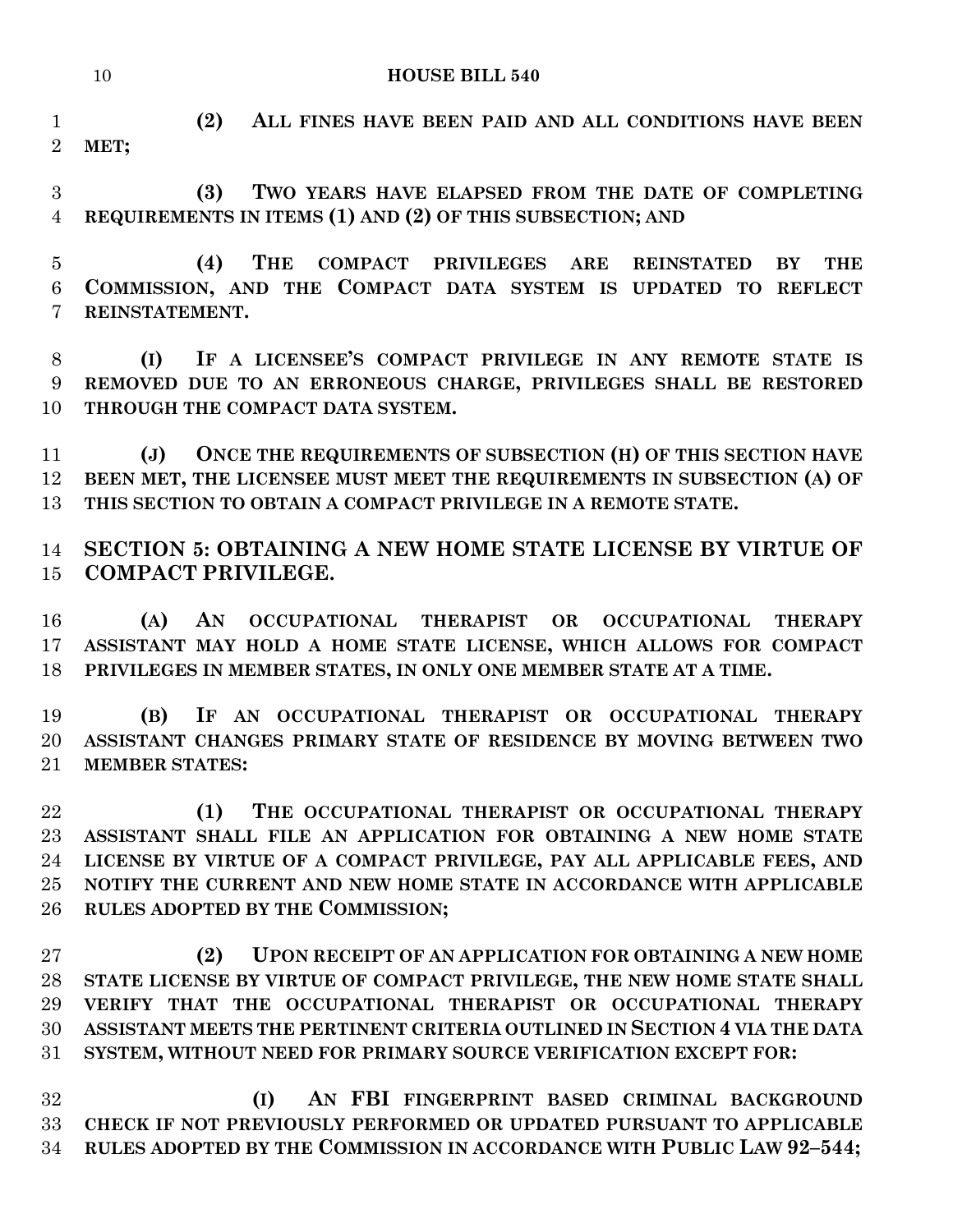**(2) ALL FINES HAVE BEEN PAID AND ALL CONDITIONS HAVE BEEN MET;**

**(3) TWO YEARS HAVE ELAPSED FROM THE DATE OF COMPLETING REQUIREMENTS IN ITEMS (1) AND (2) OF THIS SUBSECTION; AND**

**(4) THE COMPACT PRIVILEGES ARE REINSTATED BY THE COMMISSION, AND THE COMPACT DATA SYSTEM IS UPDATED TO REFLECT REINSTATEMENT.**

**(I) IF A LICENSEE'S COMPACT PRIVILEGE IN ANY REMOTE STATE IS REMOVED DUE TO AN ERRONEOUS CHARGE, PRIVILEGES SHALL BE RESTORED THROUGH THE COMPACT DATA SYSTEM.**

**(J) ONCE THE REQUIREMENTS OF SUBSECTION (H) OF THIS SECTION HAVE BEEN MET, THE LICENSEE MUST MEET THE REQUIREMENTS IN SUBSECTION (A) OF THIS SECTION TO OBTAIN A COMPACT PRIVILEGE IN A REMOTE STATE.**

## SECTION 5: OBTAINING A NEW HOME STATE LICENSE BY VIRTUE OF COMPACT PRIVILEGE.

**(A) AN OCCUPATIONAL THERAPIST OR OCCUPATIONAL THERAPY ASSISTANT MAY HOLD A HOME STATE LICENSE, WHICH ALLOWS FOR COMPACT PRIVILEGES IN MEMBER STATES, IN ONLY ONE MEMBER STATE AT A TIME.**

**(B) IF AN OCCUPATIONAL THERAPIST OR OCCUPATIONAL THERAPY ASSISTANT CHANGES PRIMARY STATE OF RESIDENCE BY MOVING BETWEEN TWO MEMBER STATES:**

**(1) THE OCCUPATIONAL THERAPIST OR OCCUPATIONAL THERAPY ASSISTANT SHALL FILE AN APPLICATION FOR OBTAINING A NEW HOME STATE LICENSE BY VIRTUE OF A COMPACT PRIVILEGE, PAY ALL APPLICABLE FEES, AND NOTIFY THE CURRENT AND NEW HOME STATE IN ACCORDANCE WITH APPLICABLE RULES ADOPTED BY THE COMMISSION;**

**(2) UPON RECEIPT OF AN APPLICATION FOR OBTAINING A NEW HOME STATE LICENSE BY VIRTUE OF COMPACT PRIVILEGE, THE NEW HOME STATE SHALL VERIFY THAT THE OCCUPATIONAL THERAPIST OR OCCUPATIONAL THERAPY ASSISTANT MEETS THE PERTINENT CRITERIA OUTLINED IN SECTION 4 VIA THE DATA SYSTEM, WITHOUT NEED FOR PRIMARY SOURCE VERIFICATION EXCEPT FOR:**

**(I) AN FBI FINGERPRINT BASED CRIMINAL BACKGROUND CHECK IF NOT PREVIOUSLY PERFORMED OR UPDATED PURSUANT TO APPLICABLE RULES ADOPTED BY THE COMMISSION IN ACCORDANCE WITH PUBLIC LAW 92–544;**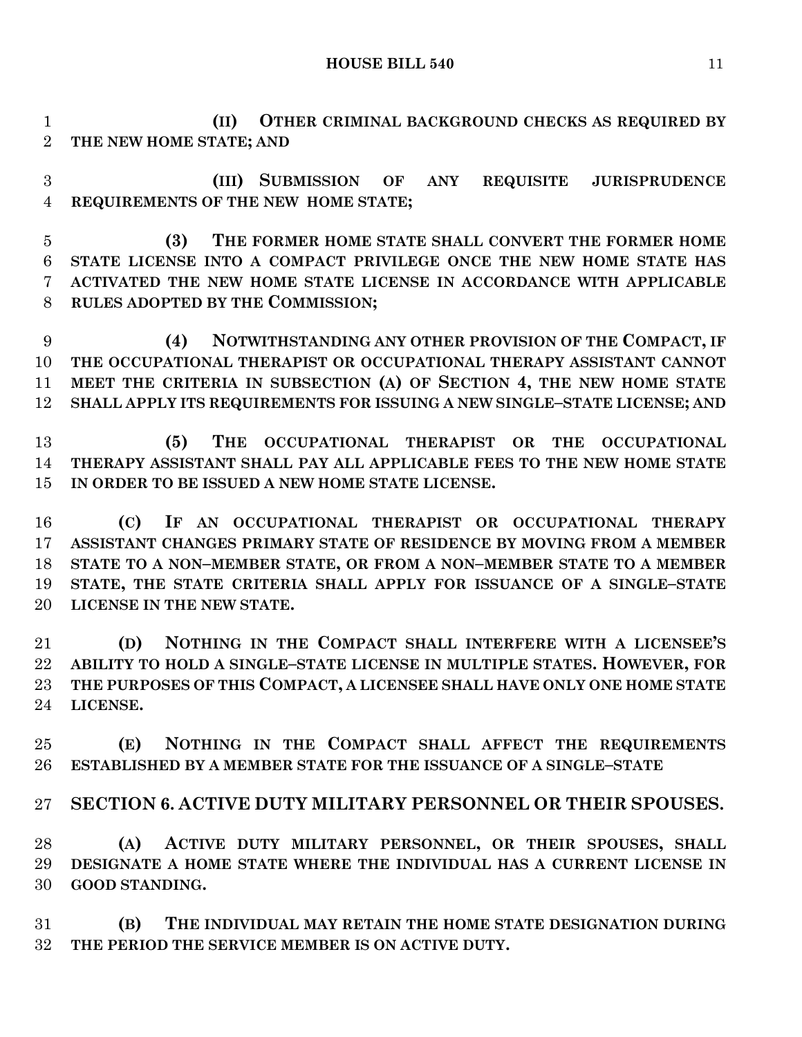(II) OTHER CRIMINAL BACKGROUND CHECKS AS REQUIRED BY THE NEW HOME STATE; AND

(III) SUBMISSION OF ANY REQUISITE JURISPRUDENCE REQUIREMENTS OF THE NEW HOME STATE;

(3) THE FORMER HOME STATE SHALL CONVERT THE FORMER HOME STATE LICENSE INTO A COMPACT PRIVILEGE ONCE THE NEW HOME STATE HAS ACTIVATED THE NEW HOME STATE LICENSE IN ACCORDANCE WITH APPLICABLE RULES ADOPTED BY THE COMMISSION;

(4) NOTWITHSTANDING ANY OTHER PROVISION OF THE COMPACT, IF THE OCCUPATIONAL THERAPIST OR OCCUPATIONAL THERAPY ASSISTANT CANNOT MEET THE CRITERIA IN SUBSECTION (A) OF SECTION 4, THE NEW HOME STATE SHALL APPLY ITS REQUIREMENTS FOR ISSUING A NEW SINGLE–STATE LICENSE; AND

(5) THE OCCUPATIONAL THERAPIST OR THE OCCUPATIONAL THERAPY ASSISTANT SHALL PAY ALL APPLICABLE FEES TO THE NEW HOME STATE IN ORDER TO BE ISSUED A NEW HOME STATE LICENSE.

(C) IF AN OCCUPATIONAL THERAPIST OR OCCUPATIONAL THERAPY ASSISTANT CHANGES PRIMARY STATE OF RESIDENCE BY MOVING FROM A MEMBER STATE TO A NON–MEMBER STATE, OR FROM A NON–MEMBER STATE TO A MEMBER STATE, THE STATE CRITERIA SHALL APPLY FOR ISSUANCE OF A SINGLE–STATE LICENSE IN THE NEW STATE.

(D) NOTHING IN THE COMPACT SHALL INTERFERE WITH A LICENSEE'S ABILITY TO HOLD A SINGLE–STATE LICENSE IN MULTIPLE STATES. HOWEVER, FOR THE PURPOSES OF THIS COMPACT, A LICENSEE SHALL HAVE ONLY ONE HOME STATE LICENSE.

(E) NOTHING IN THE COMPACT SHALL AFFECT THE REQUIREMENTS ESTABLISHED BY A MEMBER STATE FOR THE ISSUANCE OF A SINGLE–STATE

## SECTION 6. ACTIVE DUTY MILITARY PERSONNEL OR THEIR SPOUSES.

(A) ACTIVE DUTY MILITARY PERSONNEL, OR THEIR SPOUSES, SHALL DESIGNATE A HOME STATE WHERE THE INDIVIDUAL HAS A CURRENT LICENSE IN GOOD STANDING.

(B) THE INDIVIDUAL MAY RETAIN THE HOME STATE DESIGNATION DURING THE PERIOD THE SERVICE MEMBER IS ON ACTIVE DUTY.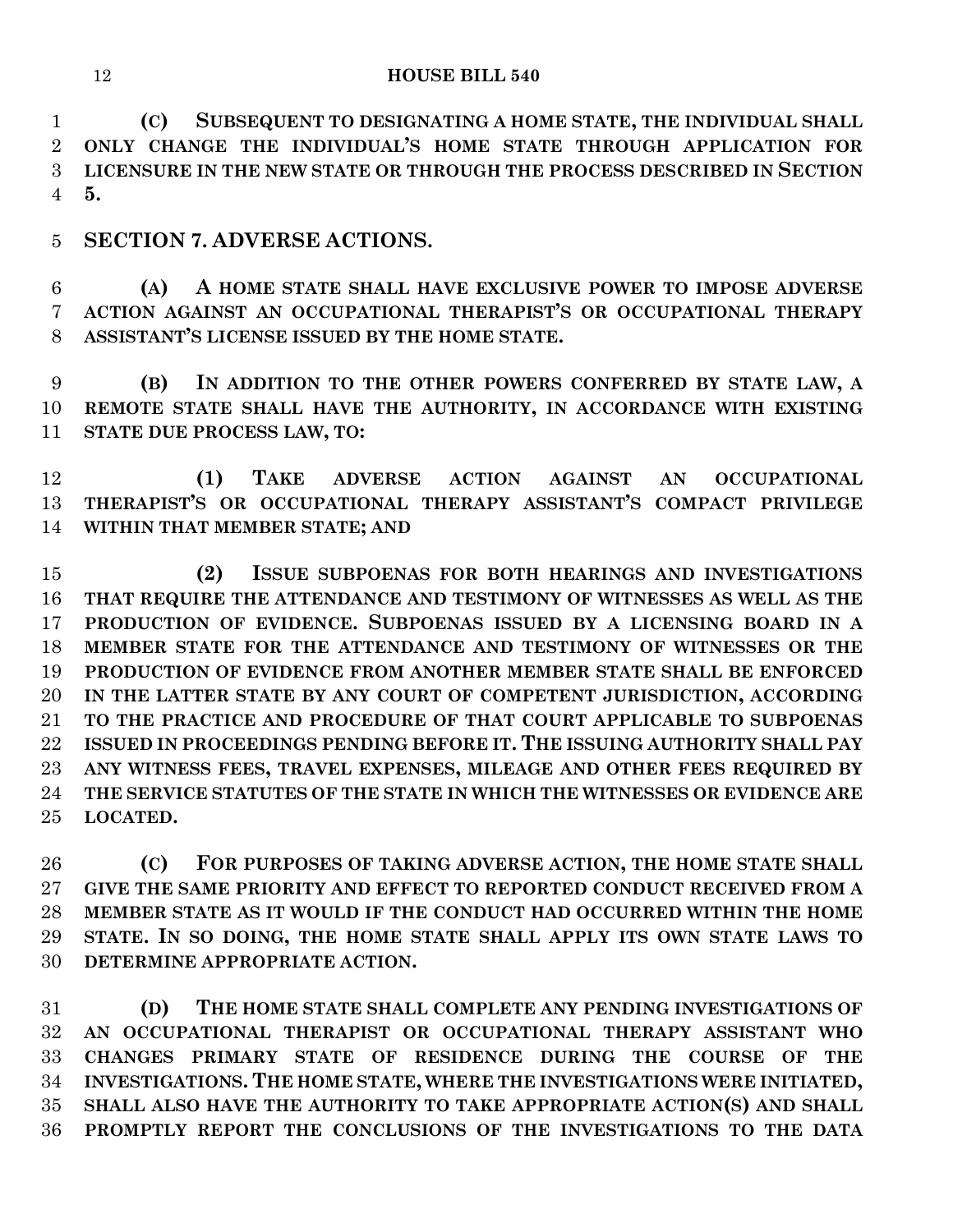**(C) SUBSEQUENT TO DESIGNATING A HOME STATE, THE INDIVIDUAL SHALL ONLY CHANGE THE INDIVIDUAL'S HOME STATE THROUGH APPLICATION FOR LICENSURE IN THE NEW STATE OR THROUGH THE PROCESS DESCRIBED IN SECTION 5.**

## SECTION 7. ADVERSE ACTIONS.

**(A) A HOME STATE SHALL HAVE EXCLUSIVE POWER TO IMPOSE ADVERSE ACTION AGAINST AN OCCUPATIONAL THERAPIST'S OR OCCUPATIONAL THERAPY ASSISTANT'S LICENSE ISSUED BY THE HOME STATE.**

**(B) IN ADDITION TO THE OTHER POWERS CONFERRED BY STATE LAW, A REMOTE STATE SHALL HAVE THE AUTHORITY, IN ACCORDANCE WITH EXISTING STATE DUE PROCESS LAW, TO:**

**(1) TAKE ADVERSE ACTION AGAINST AN OCCUPATIONAL THERAPIST'S OR OCCUPATIONAL THERAPY ASSISTANT'S COMPACT PRIVILEGE WITHIN THAT MEMBER STATE; AND**

**(2) ISSUE SUBPOENAS FOR BOTH HEARINGS AND INVESTIGATIONS THAT REQUIRE THE ATTENDANCE AND TESTIMONY OF WITNESSES AS WELL AS THE PRODUCTION OF EVIDENCE. SUBPOENAS ISSUED BY A LICENSING BOARD IN A MEMBER STATE FOR THE ATTENDANCE AND TESTIMONY OF WITNESSES OR THE PRODUCTION OF EVIDENCE FROM ANOTHER MEMBER STATE SHALL BE ENFORCED IN THE LATTER STATE BY ANY COURT OF COMPETENT JURISDICTION, ACCORDING TO THE PRACTICE AND PROCEDURE OF THAT COURT APPLICABLE TO SUBPOENAS ISSUED IN PROCEEDINGS PENDING BEFORE IT. THE ISSUING AUTHORITY SHALL PAY ANY WITNESS FEES, TRAVEL EXPENSES, MILEAGE AND OTHER FEES REQUIRED BY THE SERVICE STATUTES OF THE STATE IN WHICH THE WITNESSES OR EVIDENCE ARE LOCATED.**

**(C) FOR PURPOSES OF TAKING ADVERSE ACTION, THE HOME STATE SHALL GIVE THE SAME PRIORITY AND EFFECT TO REPORTED CONDUCT RECEIVED FROM A MEMBER STATE AS IT WOULD IF THE CONDUCT HAD OCCURRED WITHIN THE HOME STATE. IN SO DOING, THE HOME STATE SHALL APPLY ITS OWN STATE LAWS TO DETERMINE APPROPRIATE ACTION.**

**(D) THE HOME STATE SHALL COMPLETE ANY PENDING INVESTIGATIONS OF AN OCCUPATIONAL THERAPIST OR OCCUPATIONAL THERAPY ASSISTANT WHO CHANGES PRIMARY STATE OF RESIDENCE DURING THE COURSE OF THE INVESTIGATIONS. THE HOME STATE, WHERE THE INVESTIGATIONS WERE INITIATED, SHALL ALSO HAVE THE AUTHORITY TO TAKE APPROPRIATE ACTION(S) AND SHALL PROMPTLY REPORT THE CONCLUSIONS OF THE INVESTIGATIONS TO THE DATA**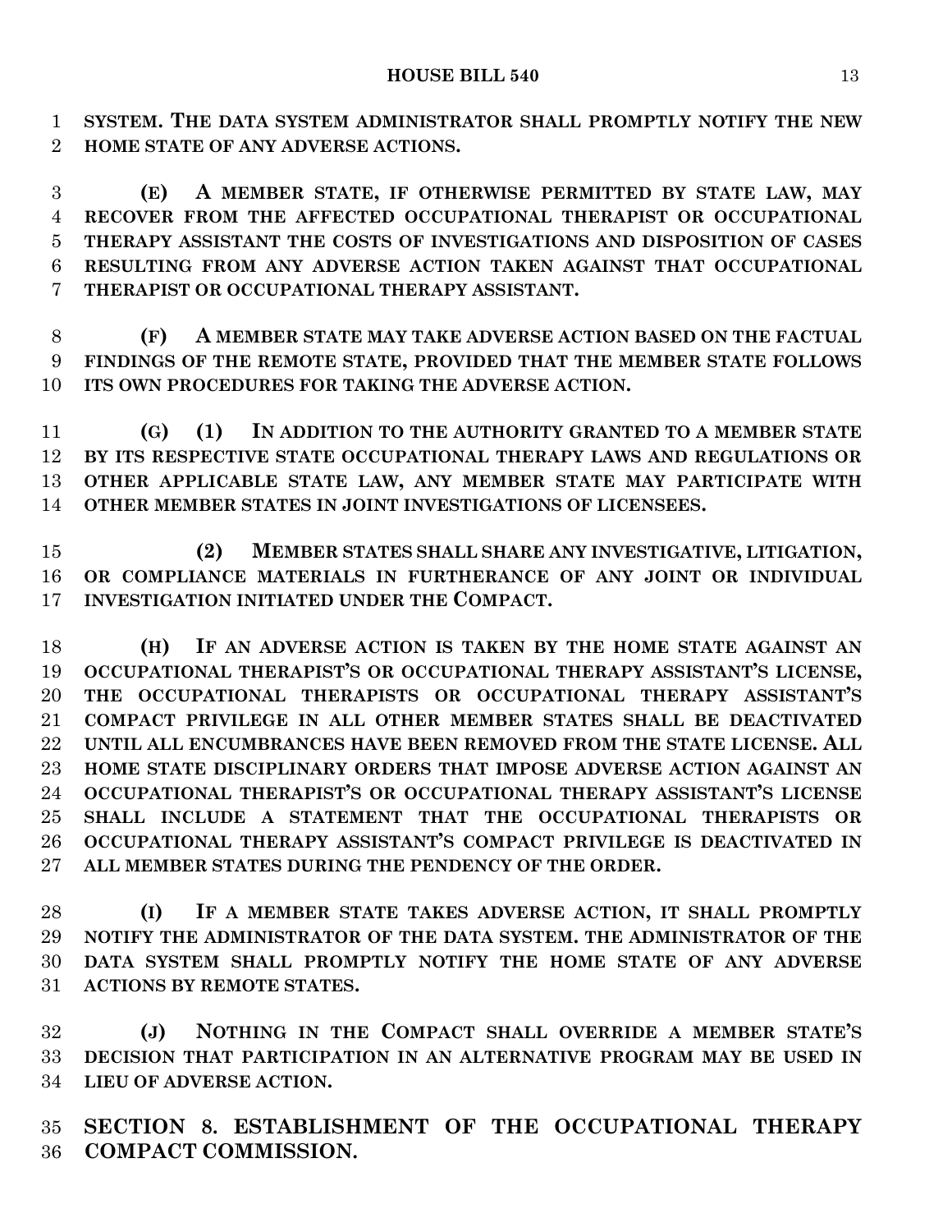**SYSTEM. THE DATA SYSTEM ADMINISTRATOR SHALL PROMPTLY NOTIFY THE NEW HOME STATE OF ANY ADVERSE ACTIONS.**

**(E) A MEMBER STATE, IF OTHERWISE PERMITTED BY STATE LAW, MAY RECOVER FROM THE AFFECTED OCCUPATIONAL THERAPIST OR OCCUPATIONAL THERAPY ASSISTANT THE COSTS OF INVESTIGATIONS AND DISPOSITION OF CASES RESULTING FROM ANY ADVERSE ACTION TAKEN AGAINST THAT OCCUPATIONAL THERAPIST OR OCCUPATIONAL THERAPY ASSISTANT.**

**(F) A MEMBER STATE MAY TAKE ADVERSE ACTION BASED ON THE FACTUAL FINDINGS OF THE REMOTE STATE, PROVIDED THAT THE MEMBER STATE FOLLOWS ITS OWN PROCEDURES FOR TAKING THE ADVERSE ACTION.**

**(G) (1) IN ADDITION TO THE AUTHORITY GRANTED TO A MEMBER STATE BY ITS RESPECTIVE STATE OCCUPATIONAL THERAPY LAWS AND REGULATIONS OR OTHER APPLICABLE STATE LAW, ANY MEMBER STATE MAY PARTICIPATE WITH OTHER MEMBER STATES IN JOINT INVESTIGATIONS OF LICENSEES.**

**(2) MEMBER STATES SHALL SHARE ANY INVESTIGATIVE, LITIGATION, OR COMPLIANCE MATERIALS IN FURTHERANCE OF ANY JOINT OR INDIVIDUAL INVESTIGATION INITIATED UNDER THE COMPACT.**

**(H) IF AN ADVERSE ACTION IS TAKEN BY THE HOME STATE AGAINST AN OCCUPATIONAL THERAPIST'S OR OCCUPATIONAL THERAPY ASSISTANT'S LICENSE, THE OCCUPATIONAL THERAPISTS OR OCCUPATIONAL THERAPY ASSISTANT'S COMPACT PRIVILEGE IN ALL OTHER MEMBER STATES SHALL BE DEACTIVATED UNTIL ALL ENCUMBRANCES HAVE BEEN REMOVED FROM THE STATE LICENSE. ALL HOME STATE DISCIPLINARY ORDERS THAT IMPOSE ADVERSE ACTION AGAINST AN OCCUPATIONAL THERAPIST'S OR OCCUPATIONAL THERAPY ASSISTANT'S LICENSE SHALL INCLUDE A STATEMENT THAT THE OCCUPATIONAL THERAPISTS OR OCCUPATIONAL THERAPY ASSISTANT'S COMPACT PRIVILEGE IS DEACTIVATED IN ALL MEMBER STATES DURING THE PENDENCY OF THE ORDER.**

**(I) IF A MEMBER STATE TAKES ADVERSE ACTION, IT SHALL PROMPTLY NOTIFY THE ADMINISTRATOR OF THE DATA SYSTEM. THE ADMINISTRATOR OF THE DATA SYSTEM SHALL PROMPTLY NOTIFY THE HOME STATE OF ANY ADVERSE ACTIONS BY REMOTE STATES.**

**(J) NOTHING IN THE COMPACT SHALL OVERRIDE A MEMBER STATE'S DECISION THAT PARTICIPATION IN AN ALTERNATIVE PROGRAM MAY BE USED IN LIEU OF ADVERSE ACTION.**

## SECTION 8. ESTABLISHMENT OF THE OCCUPATIONAL THERAPY COMPACT COMMISSION.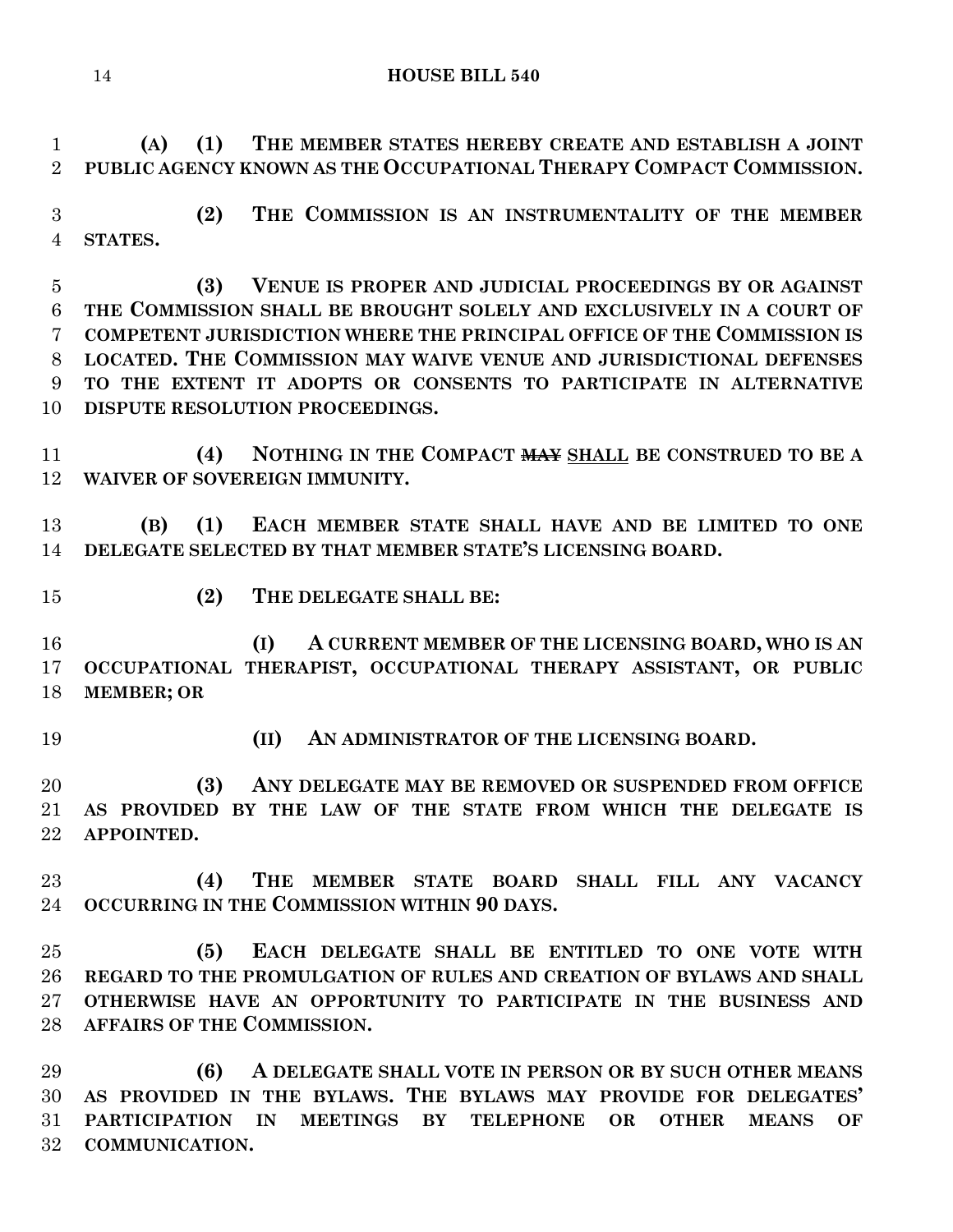**(A) (1) THE MEMBER STATES HEREBY CREATE AND ESTABLISH A JOINT PUBLIC AGENCY KNOWN AS THE OCCUPATIONAL THERAPY COMPACT COMMISSION.**

**(2) THE COMMISSION IS AN INSTRUMENTALITY OF THE MEMBER STATES.**

**(3) VENUE IS PROPER AND JUDICIAL PROCEEDINGS BY OR AGAINST THE COMMISSION SHALL BE BROUGHT SOLELY AND EXCLUSIVELY IN A COURT OF COMPETENT JURISDICTION WHERE THE PRINCIPAL OFFICE OF THE COMMISSION IS LOCATED. THE COMMISSION MAY WAIVE VENUE AND JURISDICTIONAL DEFENSES TO THE EXTENT IT ADOPTS OR CONSENTS TO PARTICIPATE IN ALTERNATIVE DISPUTE RESOLUTION PROCEEDINGS.**

**(4) NOTHING IN THE COMPACT ~~MAY~~ <u>SHALL</u> BE CONSTRUED TO BE A WAIVER OF SOVEREIGN IMMUNITY.**

**(B) (1) EACH MEMBER STATE SHALL HAVE AND BE LIMITED TO ONE DELEGATE SELECTED BY THAT MEMBER STATE'S LICENSING BOARD.**

**(2) THE DELEGATE SHALL BE:**

**(I) A CURRENT MEMBER OF THE LICENSING BOARD, WHO IS AN OCCUPATIONAL THERAPIST, OCCUPATIONAL THERAPY ASSISTANT, OR PUBLIC MEMBER; OR**

**(II) AN ADMINISTRATOR OF THE LICENSING BOARD.**

**(3) ANY DELEGATE MAY BE REMOVED OR SUSPENDED FROM OFFICE AS PROVIDED BY THE LAW OF THE STATE FROM WHICH THE DELEGATE IS APPOINTED.**

**(4) THE MEMBER STATE BOARD SHALL FILL ANY VACANCY OCCURRING IN THE COMMISSION WITHIN 90 DAYS.**

**(5) EACH DELEGATE SHALL BE ENTITLED TO ONE VOTE WITH REGARD TO THE PROMULGATION OF RULES AND CREATION OF BYLAWS AND SHALL OTHERWISE HAVE AN OPPORTUNITY TO PARTICIPATE IN THE BUSINESS AND AFFAIRS OF THE COMMISSION.**

**(6) A DELEGATE SHALL VOTE IN PERSON OR BY SUCH OTHER MEANS AS PROVIDED IN THE BYLAWS. THE BYLAWS MAY PROVIDE FOR DELEGATES' PARTICIPATION IN MEETINGS BY TELEPHONE OR OTHER MEANS OF COMMUNICATION.**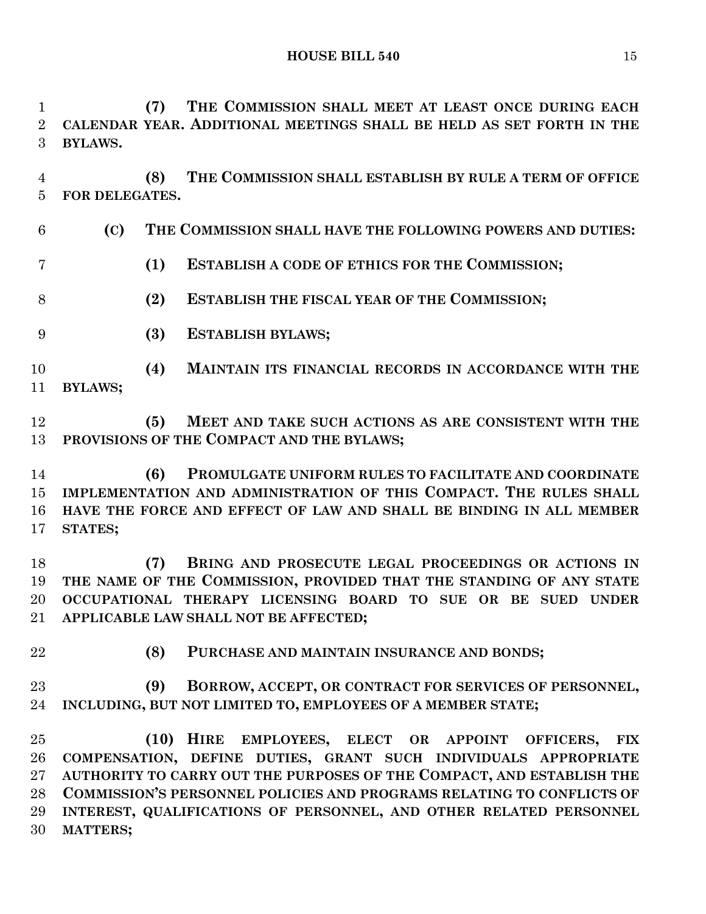**(7) THE COMMISSION SHALL MEET AT LEAST ONCE DURING EACH CALENDAR YEAR. ADDITIONAL MEETINGS SHALL BE HELD AS SET FORTH IN THE BYLAWS.**

**(8) THE COMMISSION SHALL ESTABLISH BY RULE A TERM OF OFFICE FOR DELEGATES.**

**(C) THE COMMISSION SHALL HAVE THE FOLLOWING POWERS AND DUTIES:**

**(1) ESTABLISH A CODE OF ETHICS FOR THE COMMISSION;**

**(2) ESTABLISH THE FISCAL YEAR OF THE COMMISSION;**

**(3) ESTABLISH BYLAWS;**

**(4) MAINTAIN ITS FINANCIAL RECORDS IN ACCORDANCE WITH THE BYLAWS;**

**(5) MEET AND TAKE SUCH ACTIONS AS ARE CONSISTENT WITH THE PROVISIONS OF THE COMPACT AND THE BYLAWS;**

**(6) PROMULGATE UNIFORM RULES TO FACILITATE AND COORDINATE IMPLEMENTATION AND ADMINISTRATION OF THIS COMPACT. THE RULES SHALL HAVE THE FORCE AND EFFECT OF LAW AND SHALL BE BINDING IN ALL MEMBER STATES;**

**(7) BRING AND PROSECUTE LEGAL PROCEEDINGS OR ACTIONS IN THE NAME OF THE COMMISSION, PROVIDED THAT THE STANDING OF ANY STATE OCCUPATIONAL THERAPY LICENSING BOARD TO SUE OR BE SUED UNDER APPLICABLE LAW SHALL NOT BE AFFECTED;**

**(8) PURCHASE AND MAINTAIN INSURANCE AND BONDS;**

**(9) BORROW, ACCEPT, OR CONTRACT FOR SERVICES OF PERSONNEL, INCLUDING, BUT NOT LIMITED TO, EMPLOYEES OF A MEMBER STATE;**

**(10) HIRE EMPLOYEES, ELECT OR APPOINT OFFICERS, FIX COMPENSATION, DEFINE DUTIES, GRANT SUCH INDIVIDUALS APPROPRIATE AUTHORITY TO CARRY OUT THE PURPOSES OF THE COMPACT, AND ESTABLISH THE COMMISSION'S PERSONNEL POLICIES AND PROGRAMS RELATING TO CONFLICTS OF INTEREST, QUALIFICATIONS OF PERSONNEL, AND OTHER RELATED PERSONNEL MATTERS;**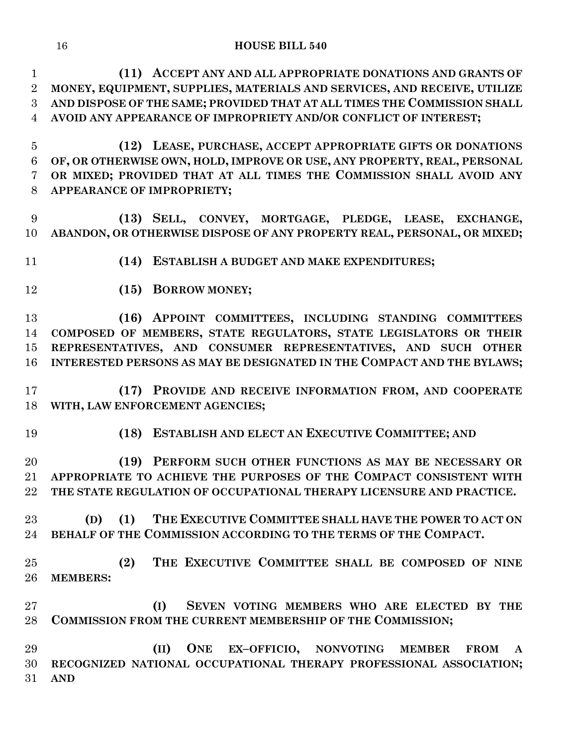**(11) ACCEPT ANY AND ALL APPROPRIATE DONATIONS AND GRANTS OF MONEY, EQUIPMENT, SUPPLIES, MATERIALS AND SERVICES, AND RECEIVE, UTILIZE AND DISPOSE OF THE SAME; PROVIDED THAT AT ALL TIMES THE COMMISSION SHALL AVOID ANY APPEARANCE OF IMPROPRIETY AND/OR CONFLICT OF INTEREST;**

**(12) LEASE, PURCHASE, ACCEPT APPROPRIATE GIFTS OR DONATIONS OF, OR OTHERWISE OWN, HOLD, IMPROVE OR USE, ANY PROPERTY, REAL, PERSONAL OR MIXED; PROVIDED THAT AT ALL TIMES THE COMMISSION SHALL AVOID ANY APPEARANCE OF IMPROPRIETY;**

**(13) SELL, CONVEY, MORTGAGE, PLEDGE, LEASE, EXCHANGE, ABANDON, OR OTHERWISE DISPOSE OF ANY PROPERTY REAL, PERSONAL, OR MIXED;**

**(14) ESTABLISH A BUDGET AND MAKE EXPENDITURES;**

**(15) BORROW MONEY;**

**(16) APPOINT COMMITTEES, INCLUDING STANDING COMMITTEES COMPOSED OF MEMBERS, STATE REGULATORS, STATE LEGISLATORS OR THEIR REPRESENTATIVES, AND CONSUMER REPRESENTATIVES, AND SUCH OTHER INTERESTED PERSONS AS MAY BE DESIGNATED IN THE COMPACT AND THE BYLAWS;**

**(17) PROVIDE AND RECEIVE INFORMATION FROM, AND COOPERATE WITH, LAW ENFORCEMENT AGENCIES;**

**(18) ESTABLISH AND ELECT AN EXECUTIVE COMMITTEE; AND**

**(19) PERFORM SUCH OTHER FUNCTIONS AS MAY BE NECESSARY OR APPROPRIATE TO ACHIEVE THE PURPOSES OF THE COMPACT CONSISTENT WITH THE STATE REGULATION OF OCCUPATIONAL THERAPY LICENSURE AND PRACTICE.**

**(D) (1) THE EXECUTIVE COMMITTEE SHALL HAVE THE POWER TO ACT ON BEHALF OF THE COMMISSION ACCORDING TO THE TERMS OF THE COMPACT.**

**(2) THE EXECUTIVE COMMITTEE SHALL BE COMPOSED OF NINE MEMBERS:**

**(I) SEVEN VOTING MEMBERS WHO ARE ELECTED BY THE COMMISSION FROM THE CURRENT MEMBERSHIP OF THE COMMISSION;**

**(II) ONE EX–OFFICIO, NONVOTING MEMBER FROM A RECOGNIZED NATIONAL OCCUPATIONAL THERAPY PROFESSIONAL ASSOCIATION; AND**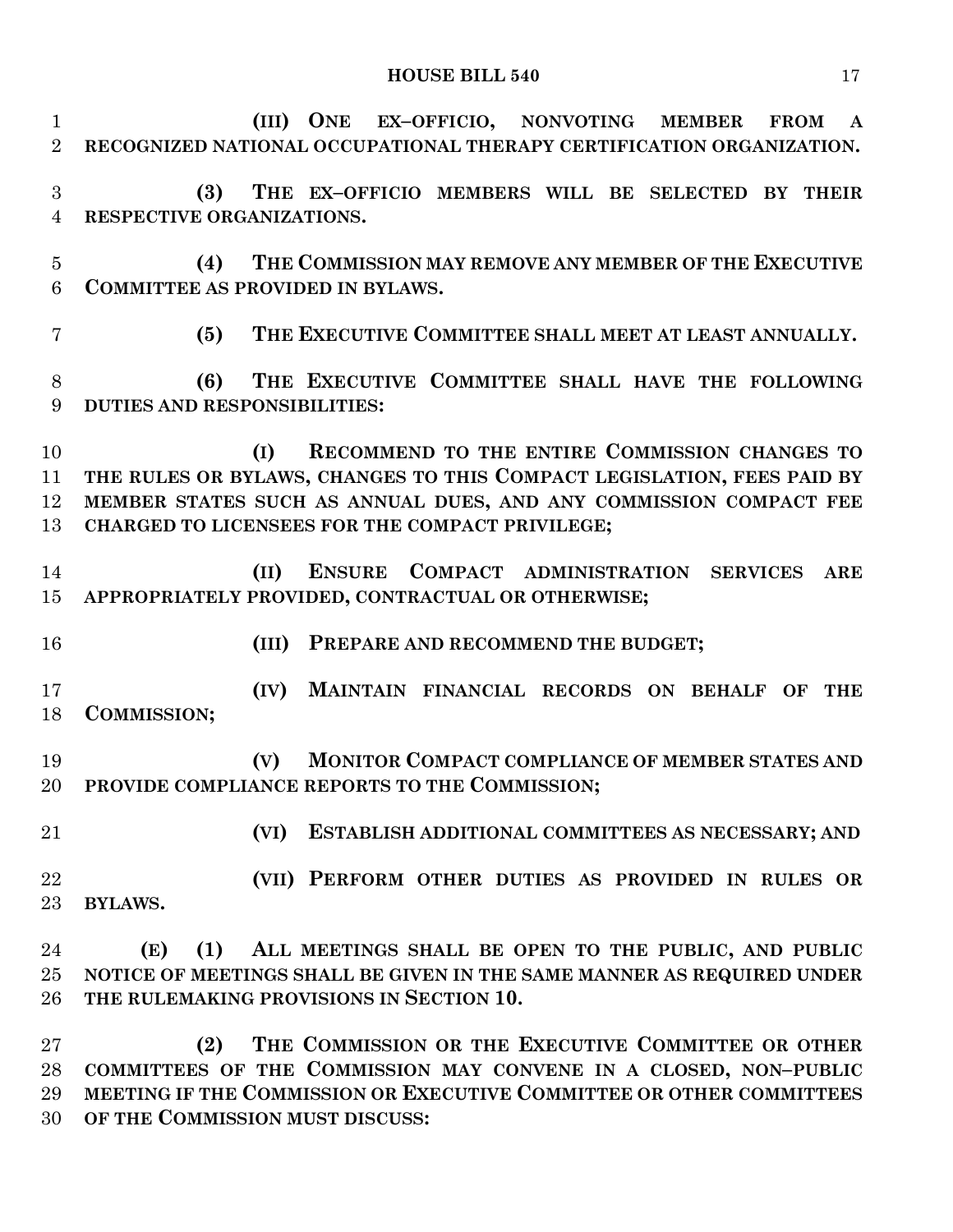**(III) ONE EX–OFFICIO, NONVOTING MEMBER FROM A RECOGNIZED NATIONAL OCCUPATIONAL THERAPY CERTIFICATION ORGANIZATION.**

**(3) THE EX–OFFICIO MEMBERS WILL BE SELECTED BY THEIR RESPECTIVE ORGANIZATIONS.**

**(4) THE COMMISSION MAY REMOVE ANY MEMBER OF THE EXECUTIVE COMMITTEE AS PROVIDED IN BYLAWS.**

**(5) THE EXECUTIVE COMMITTEE SHALL MEET AT LEAST ANNUALLY.**

**(6) THE EXECUTIVE COMMITTEE SHALL HAVE THE FOLLOWING DUTIES AND RESPONSIBILITIES:**

**(I) RECOMMEND TO THE ENTIRE COMMISSION CHANGES TO THE RULES OR BYLAWS, CHANGES TO THIS COMPACT LEGISLATION, FEES PAID BY MEMBER STATES SUCH AS ANNUAL DUES, AND ANY COMMISSION COMPACT FEE CHARGED TO LICENSEES FOR THE COMPACT PRIVILEGE;**

**(II) ENSURE COMPACT ADMINISTRATION SERVICES ARE APPROPRIATELY PROVIDED, CONTRACTUAL OR OTHERWISE;**

**(III) PREPARE AND RECOMMEND THE BUDGET;**

**(IV) MAINTAIN FINANCIAL RECORDS ON BEHALF OF THE COMMISSION;**

**(V) MONITOR COMPACT COMPLIANCE OF MEMBER STATES AND PROVIDE COMPLIANCE REPORTS TO THE COMMISSION;**

**(VI) ESTABLISH ADDITIONAL COMMITTEES AS NECESSARY; AND**

**(VII) PERFORM OTHER DUTIES AS PROVIDED IN RULES OR BYLAWS.**

**(E) (1) ALL MEETINGS SHALL BE OPEN TO THE PUBLIC, AND PUBLIC NOTICE OF MEETINGS SHALL BE GIVEN IN THE SAME MANNER AS REQUIRED UNDER THE RULEMAKING PROVISIONS IN SECTION 10.**

**(2) THE COMMISSION OR THE EXECUTIVE COMMITTEE OR OTHER COMMITTEES OF THE COMMISSION MAY CONVENE IN A CLOSED, NON–PUBLIC MEETING IF THE COMMISSION OR EXECUTIVE COMMITTEE OR OTHER COMMITTEES OF THE COMMISSION MUST DISCUSS:**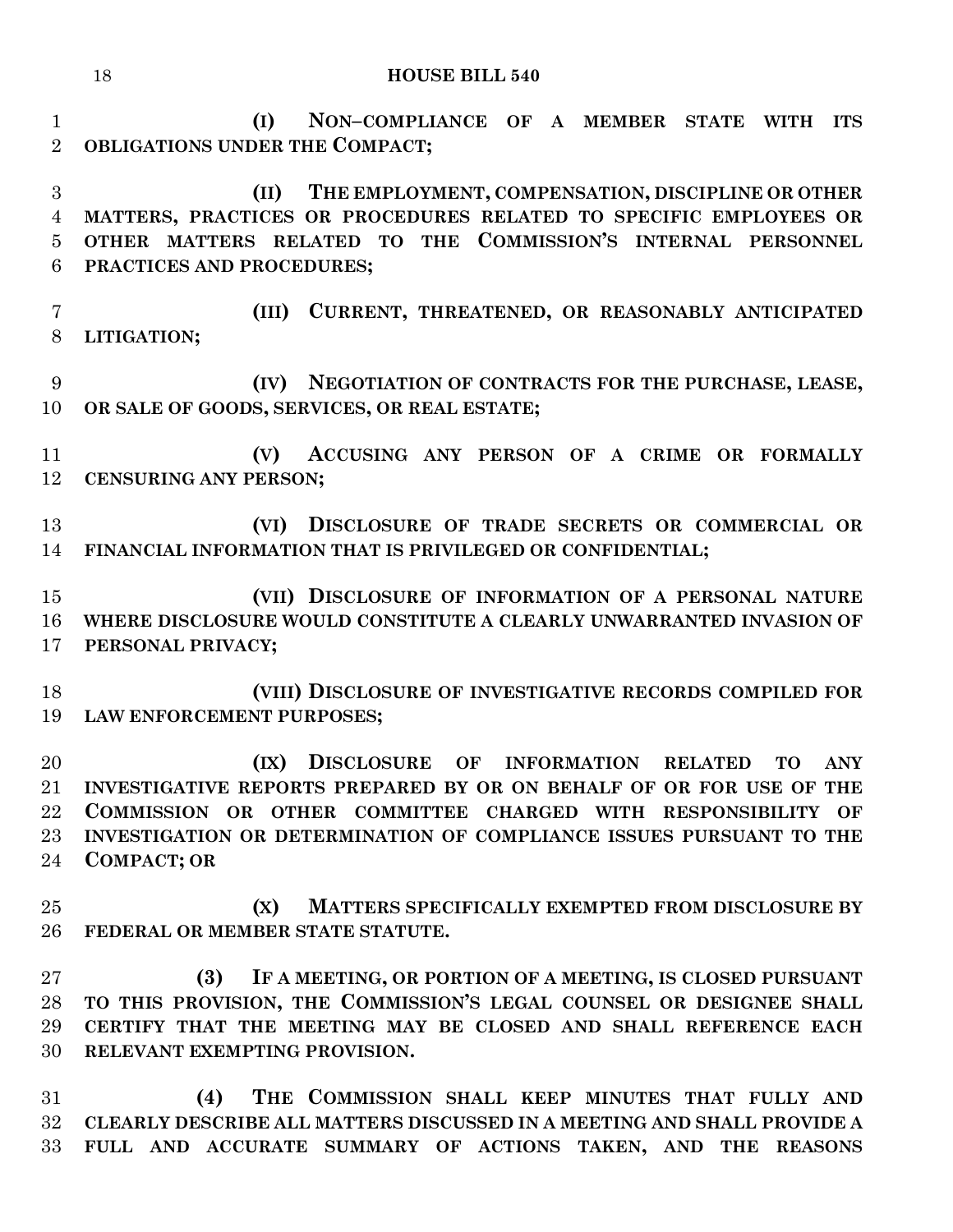**(I) NON–COMPLIANCE OF A MEMBER STATE WITH ITS OBLIGATIONS UNDER THE COMPACT;**

**(II) THE EMPLOYMENT, COMPENSATION, DISCIPLINE OR OTHER MATTERS, PRACTICES OR PROCEDURES RELATED TO SPECIFIC EMPLOYEES OR OTHER MATTERS RELATED TO THE COMMISSION'S INTERNAL PERSONNEL PRACTICES AND PROCEDURES;**

**(III) CURRENT, THREATENED, OR REASONABLY ANTICIPATED LITIGATION;**

**(IV) NEGOTIATION OF CONTRACTS FOR THE PURCHASE, LEASE, OR SALE OF GOODS, SERVICES, OR REAL ESTATE;**

**(V) ACCUSING ANY PERSON OF A CRIME OR FORMALLY CENSURING ANY PERSON;**

**(VI) DISCLOSURE OF TRADE SECRETS OR COMMERCIAL OR FINANCIAL INFORMATION THAT IS PRIVILEGED OR CONFIDENTIAL;**

**(VII) DISCLOSURE OF INFORMATION OF A PERSONAL NATURE WHERE DISCLOSURE WOULD CONSTITUTE A CLEARLY UNWARRANTED INVASION OF PERSONAL PRIVACY;**

**(VIII) DISCLOSURE OF INVESTIGATIVE RECORDS COMPILED FOR LAW ENFORCEMENT PURPOSES;**

**(IX) DISCLOSURE OF INFORMATION RELATED TO ANY INVESTIGATIVE REPORTS PREPARED BY OR ON BEHALF OF OR FOR USE OF THE COMMISSION OR OTHER COMMITTEE CHARGED WITH RESPONSIBILITY OF INVESTIGATION OR DETERMINATION OF COMPLIANCE ISSUES PURSUANT TO THE COMPACT; OR**

**(X) MATTERS SPECIFICALLY EXEMPTED FROM DISCLOSURE BY FEDERAL OR MEMBER STATE STATUTE.**

**(3) IF A MEETING, OR PORTION OF A MEETING, IS CLOSED PURSUANT TO THIS PROVISION, THE COMMISSION'S LEGAL COUNSEL OR DESIGNEE SHALL CERTIFY THAT THE MEETING MAY BE CLOSED AND SHALL REFERENCE EACH RELEVANT EXEMPTING PROVISION.**

**(4) THE COMMISSION SHALL KEEP MINUTES THAT FULLY AND CLEARLY DESCRIBE ALL MATTERS DISCUSSED IN A MEETING AND SHALL PROVIDE A FULL AND ACCURATE SUMMARY OF ACTIONS TAKEN, AND THE REASONS**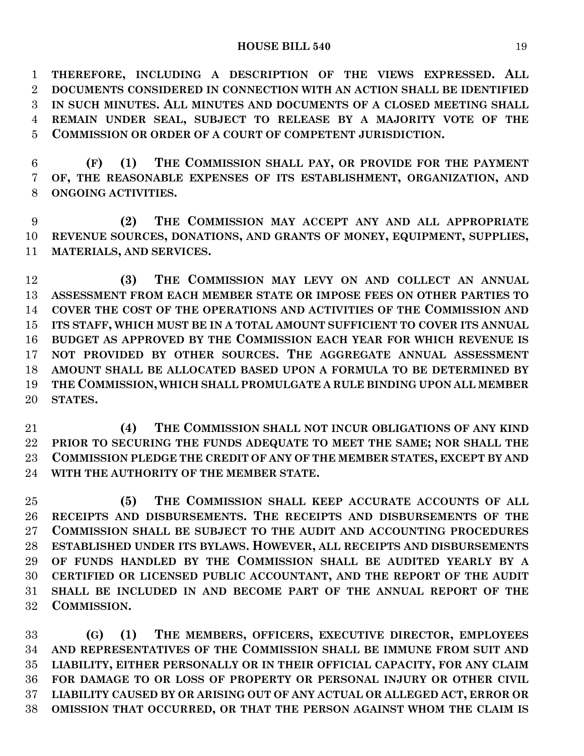**THEREFORE, INCLUDING A DESCRIPTION OF THE VIEWS EXPRESSED. ALL DOCUMENTS CONSIDERED IN CONNECTION WITH AN ACTION SHALL BE IDENTIFIED IN SUCH MINUTES. ALL MINUTES AND DOCUMENTS OF A CLOSED MEETING SHALL REMAIN UNDER SEAL, SUBJECT TO RELEASE BY A MAJORITY VOTE OF THE COMMISSION OR ORDER OF A COURT OF COMPETENT JURISDICTION.**

**(F) (1) THE COMMISSION SHALL PAY, OR PROVIDE FOR THE PAYMENT OF, THE REASONABLE EXPENSES OF ITS ESTABLISHMENT, ORGANIZATION, AND ONGOING ACTIVITIES.**

**(2) THE COMMISSION MAY ACCEPT ANY AND ALL APPROPRIATE REVENUE SOURCES, DONATIONS, AND GRANTS OF MONEY, EQUIPMENT, SUPPLIES, MATERIALS, AND SERVICES.**

**(3) THE COMMISSION MAY LEVY ON AND COLLECT AN ANNUAL ASSESSMENT FROM EACH MEMBER STATE OR IMPOSE FEES ON OTHER PARTIES TO COVER THE COST OF THE OPERATIONS AND ACTIVITIES OF THE COMMISSION AND ITS STAFF, WHICH MUST BE IN A TOTAL AMOUNT SUFFICIENT TO COVER ITS ANNUAL BUDGET AS APPROVED BY THE COMMISSION EACH YEAR FOR WHICH REVENUE IS NOT PROVIDED BY OTHER SOURCES. THE AGGREGATE ANNUAL ASSESSMENT AMOUNT SHALL BE ALLOCATED BASED UPON A FORMULA TO BE DETERMINED BY THE COMMISSION, WHICH SHALL PROMULGATE A RULE BINDING UPON ALL MEMBER STATES.**

**(4) THE COMMISSION SHALL NOT INCUR OBLIGATIONS OF ANY KIND PRIOR TO SECURING THE FUNDS ADEQUATE TO MEET THE SAME; NOR SHALL THE COMMISSION PLEDGE THE CREDIT OF ANY OF THE MEMBER STATES, EXCEPT BY AND WITH THE AUTHORITY OF THE MEMBER STATE.**

**(5) THE COMMISSION SHALL KEEP ACCURATE ACCOUNTS OF ALL RECEIPTS AND DISBURSEMENTS. THE RECEIPTS AND DISBURSEMENTS OF THE COMMISSION SHALL BE SUBJECT TO THE AUDIT AND ACCOUNTING PROCEDURES ESTABLISHED UNDER ITS BYLAWS. HOWEVER, ALL RECEIPTS AND DISBURSEMENTS OF FUNDS HANDLED BY THE COMMISSION SHALL BE AUDITED YEARLY BY A CERTIFIED OR LICENSED PUBLIC ACCOUNTANT, AND THE REPORT OF THE AUDIT SHALL BE INCLUDED IN AND BECOME PART OF THE ANNUAL REPORT OF THE COMMISSION.**

**(G) (1) THE MEMBERS, OFFICERS, EXECUTIVE DIRECTOR, EMPLOYEES AND REPRESENTATIVES OF THE COMMISSION SHALL BE IMMUNE FROM SUIT AND LIABILITY, EITHER PERSONALLY OR IN THEIR OFFICIAL CAPACITY, FOR ANY CLAIM FOR DAMAGE TO OR LOSS OF PROPERTY OR PERSONAL INJURY OR OTHER CIVIL LIABILITY CAUSED BY OR ARISING OUT OF ANY ACTUAL OR ALLEGED ACT, ERROR OR OMISSION THAT OCCURRED, OR THAT THE PERSON AGAINST WHOM THE CLAIM IS**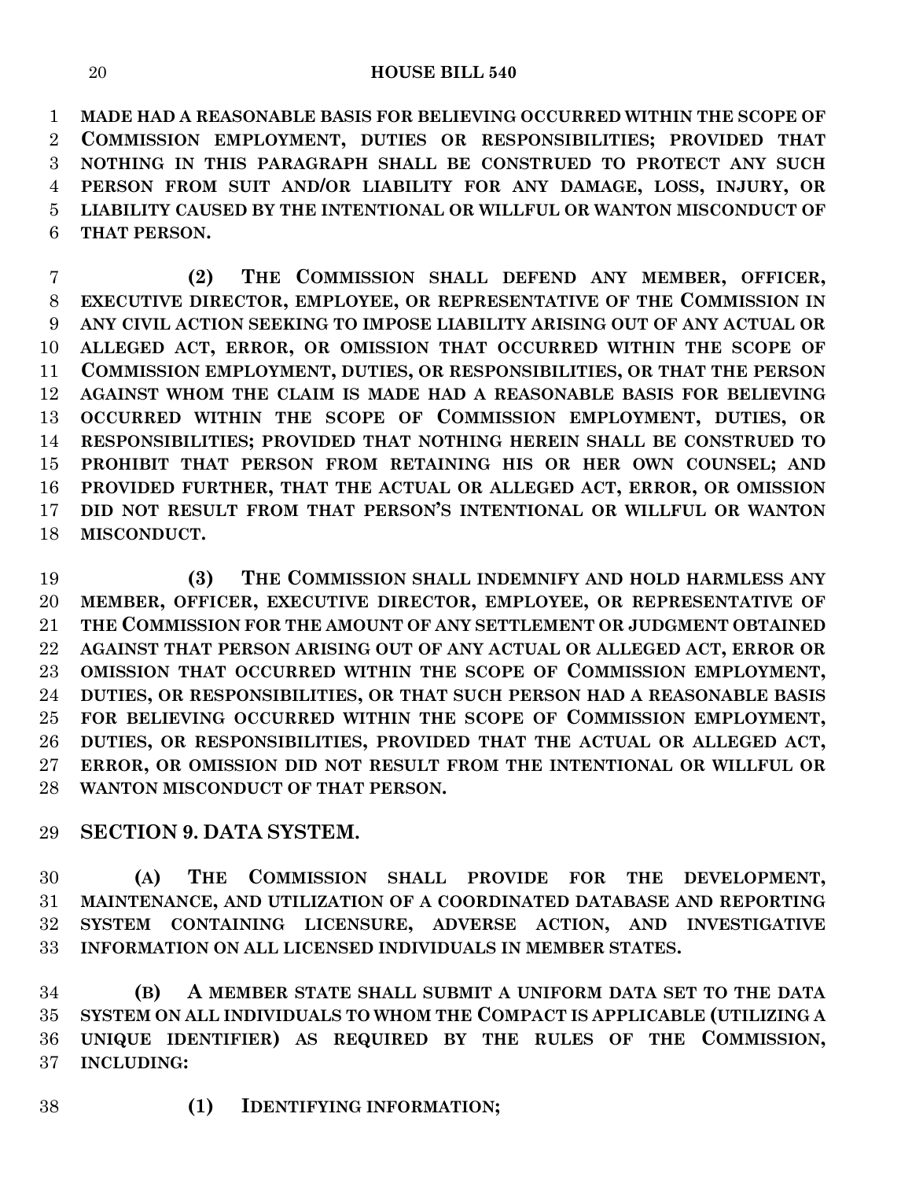**MADE HAD A REASONABLE BASIS FOR BELIEVING OCCURRED WITHIN THE SCOPE OF COMMISSION EMPLOYMENT, DUTIES OR RESPONSIBILITIES; PROVIDED THAT NOTHING IN THIS PARAGRAPH SHALL BE CONSTRUED TO PROTECT ANY SUCH PERSON FROM SUIT AND/OR LIABILITY FOR ANY DAMAGE, LOSS, INJURY, OR LIABILITY CAUSED BY THE INTENTIONAL OR WILLFUL OR WANTON MISCONDUCT OF THAT PERSON.**

**(2) THE COMMISSION SHALL DEFEND ANY MEMBER, OFFICER, EXECUTIVE DIRECTOR, EMPLOYEE, OR REPRESENTATIVE OF THE COMMISSION IN ANY CIVIL ACTION SEEKING TO IMPOSE LIABILITY ARISING OUT OF ANY ACTUAL OR ALLEGED ACT, ERROR, OR OMISSION THAT OCCURRED WITHIN THE SCOPE OF COMMISSION EMPLOYMENT, DUTIES, OR RESPONSIBILITIES, OR THAT THE PERSON AGAINST WHOM THE CLAIM IS MADE HAD A REASONABLE BASIS FOR BELIEVING OCCURRED WITHIN THE SCOPE OF COMMISSION EMPLOYMENT, DUTIES, OR RESPONSIBILITIES; PROVIDED THAT NOTHING HEREIN SHALL BE CONSTRUED TO PROHIBIT THAT PERSON FROM RETAINING HIS OR HER OWN COUNSEL; AND PROVIDED FURTHER, THAT THE ACTUAL OR ALLEGED ACT, ERROR, OR OMISSION DID NOT RESULT FROM THAT PERSON'S INTENTIONAL OR WILLFUL OR WANTON MISCONDUCT.**

**(3) THE COMMISSION SHALL INDEMNIFY AND HOLD HARMLESS ANY MEMBER, OFFICER, EXECUTIVE DIRECTOR, EMPLOYEE, OR REPRESENTATIVE OF THE COMMISSION FOR THE AMOUNT OF ANY SETTLEMENT OR JUDGMENT OBTAINED AGAINST THAT PERSON ARISING OUT OF ANY ACTUAL OR ALLEGED ACT, ERROR OR OMISSION THAT OCCURRED WITHIN THE SCOPE OF COMMISSION EMPLOYMENT, DUTIES, OR RESPONSIBILITIES, OR THAT SUCH PERSON HAD A REASONABLE BASIS FOR BELIEVING OCCURRED WITHIN THE SCOPE OF COMMISSION EMPLOYMENT, DUTIES, OR RESPONSIBILITIES, PROVIDED THAT THE ACTUAL OR ALLEGED ACT, ERROR, OR OMISSION DID NOT RESULT FROM THE INTENTIONAL OR WILLFUL OR WANTON MISCONDUCT OF THAT PERSON.**

**SECTION 9. DATA SYSTEM.**

**(A) THE COMMISSION SHALL PROVIDE FOR THE DEVELOPMENT, MAINTENANCE, AND UTILIZATION OF A COORDINATED DATABASE AND REPORTING SYSTEM CONTAINING LICENSURE, ADVERSE ACTION, AND INVESTIGATIVE INFORMATION ON ALL LICENSED INDIVIDUALS IN MEMBER STATES.**

**(B) A MEMBER STATE SHALL SUBMIT A UNIFORM DATA SET TO THE DATA SYSTEM ON ALL INDIVIDUALS TO WHOM THE COMPACT IS APPLICABLE (UTILIZING A UNIQUE IDENTIFIER) AS REQUIRED BY THE RULES OF THE COMMISSION, INCLUDING:**

**(1) IDENTIFYING INFORMATION;**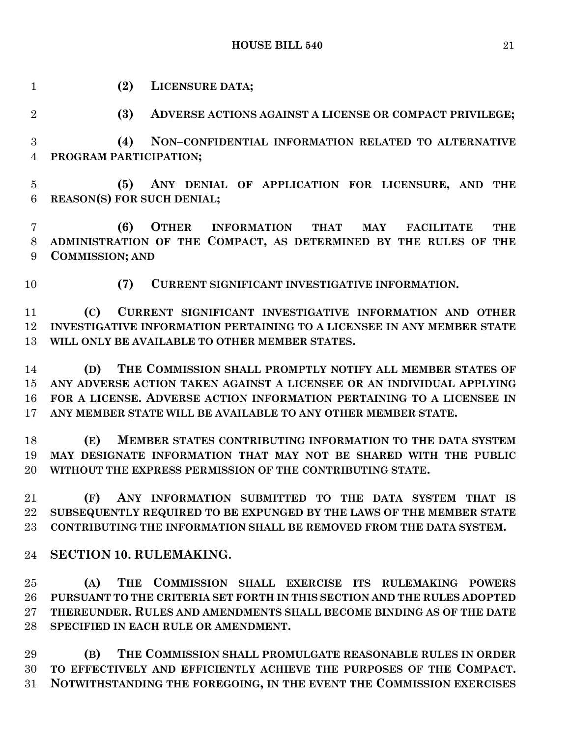**(2) LICENSURE DATA;**

**(3) ADVERSE ACTIONS AGAINST A LICENSE OR COMPACT PRIVILEGE;**

**(4) NON–CONFIDENTIAL INFORMATION RELATED TO ALTERNATIVE PROGRAM PARTICIPATION;**

**(5) ANY DENIAL OF APPLICATION FOR LICENSURE, AND THE REASON(S) FOR SUCH DENIAL;**

**(6) OTHER INFORMATION THAT MAY FACILITATE THE ADMINISTRATION OF THE COMPACT, AS DETERMINED BY THE RULES OF THE COMMISSION; AND**

**(7) CURRENT SIGNIFICANT INVESTIGATIVE INFORMATION.**

**(C) CURRENT SIGNIFICANT INVESTIGATIVE INFORMATION AND OTHER INVESTIGATIVE INFORMATION PERTAINING TO A LICENSEE IN ANY MEMBER STATE WILL ONLY BE AVAILABLE TO OTHER MEMBER STATES.**

**(D) THE COMMISSION SHALL PROMPTLY NOTIFY ALL MEMBER STATES OF ANY ADVERSE ACTION TAKEN AGAINST A LICENSEE OR AN INDIVIDUAL APPLYING FOR A LICENSE. ADVERSE ACTION INFORMATION PERTAINING TO A LICENSEE IN ANY MEMBER STATE WILL BE AVAILABLE TO ANY OTHER MEMBER STATE.**

**(E) MEMBER STATES CONTRIBUTING INFORMATION TO THE DATA SYSTEM MAY DESIGNATE INFORMATION THAT MAY NOT BE SHARED WITH THE PUBLIC WITHOUT THE EXPRESS PERMISSION OF THE CONTRIBUTING STATE.**

**(F) ANY INFORMATION SUBMITTED TO THE DATA SYSTEM THAT IS SUBSEQUENTLY REQUIRED TO BE EXPUNGED BY THE LAWS OF THE MEMBER STATE CONTRIBUTING THE INFORMATION SHALL BE REMOVED FROM THE DATA SYSTEM.**

## SECTION 10. RULEMAKING.

**(A) THE COMMISSION SHALL EXERCISE ITS RULEMAKING POWERS PURSUANT TO THE CRITERIA SET FORTH IN THIS SECTION AND THE RULES ADOPTED THEREUNDER. RULES AND AMENDMENTS SHALL BECOME BINDING AS OF THE DATE SPECIFIED IN EACH RULE OR AMENDMENT.**

**(B) THE COMMISSION SHALL PROMULGATE REASONABLE RULES IN ORDER TO EFFECTIVELY AND EFFICIENTLY ACHIEVE THE PURPOSES OF THE COMPACT. NOTWITHSTANDING THE FOREGOING, IN THE EVENT THE COMMISSION EXERCISES**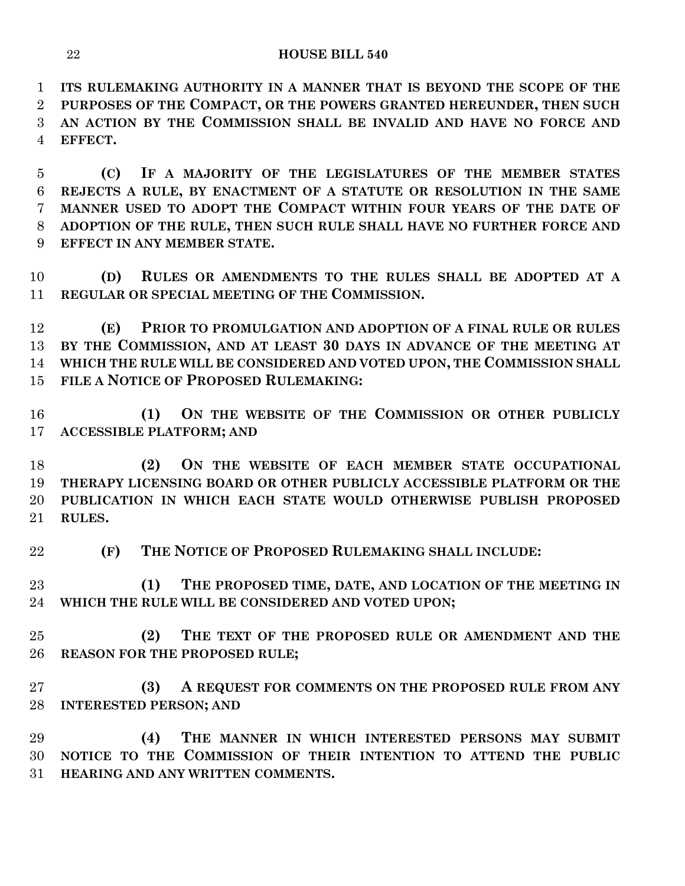**ITS RULEMAKING AUTHORITY IN A MANNER THAT IS BEYOND THE SCOPE OF THE PURPOSES OF THE COMPACT, OR THE POWERS GRANTED HEREUNDER, THEN SUCH AN ACTION BY THE COMMISSION SHALL BE INVALID AND HAVE NO FORCE AND EFFECT.**

**(C) IF A MAJORITY OF THE LEGISLATURES OF THE MEMBER STATES REJECTS A RULE, BY ENACTMENT OF A STATUTE OR RESOLUTION IN THE SAME MANNER USED TO ADOPT THE COMPACT WITHIN FOUR YEARS OF THE DATE OF ADOPTION OF THE RULE, THEN SUCH RULE SHALL HAVE NO FURTHER FORCE AND EFFECT IN ANY MEMBER STATE.**

**(D) RULES OR AMENDMENTS TO THE RULES SHALL BE ADOPTED AT A REGULAR OR SPECIAL MEETING OF THE COMMISSION.**

**(E) PRIOR TO PROMULGATION AND ADOPTION OF A FINAL RULE OR RULES BY THE COMMISSION, AND AT LEAST 30 DAYS IN ADVANCE OF THE MEETING AT WHICH THE RULE WILL BE CONSIDERED AND VOTED UPON, THE COMMISSION SHALL FILE A NOTICE OF PROPOSED RULEMAKING:**

**(1) ON THE WEBSITE OF THE COMMISSION OR OTHER PUBLICLY ACCESSIBLE PLATFORM; AND**

**(2) ON THE WEBSITE OF EACH MEMBER STATE OCCUPATIONAL THERAPY LICENSING BOARD OR OTHER PUBLICLY ACCESSIBLE PLATFORM OR THE PUBLICATION IN WHICH EACH STATE WOULD OTHERWISE PUBLISH PROPOSED RULES.**

**(F) THE NOTICE OF PROPOSED RULEMAKING SHALL INCLUDE:**

**(1) THE PROPOSED TIME, DATE, AND LOCATION OF THE MEETING IN WHICH THE RULE WILL BE CONSIDERED AND VOTED UPON;**

**(2) THE TEXT OF THE PROPOSED RULE OR AMENDMENT AND THE REASON FOR THE PROPOSED RULE;**

**(3) A REQUEST FOR COMMENTS ON THE PROPOSED RULE FROM ANY INTERESTED PERSON; AND**

**(4) THE MANNER IN WHICH INTERESTED PERSONS MAY SUBMIT NOTICE TO THE COMMISSION OF THEIR INTENTION TO ATTEND THE PUBLIC HEARING AND ANY WRITTEN COMMENTS.**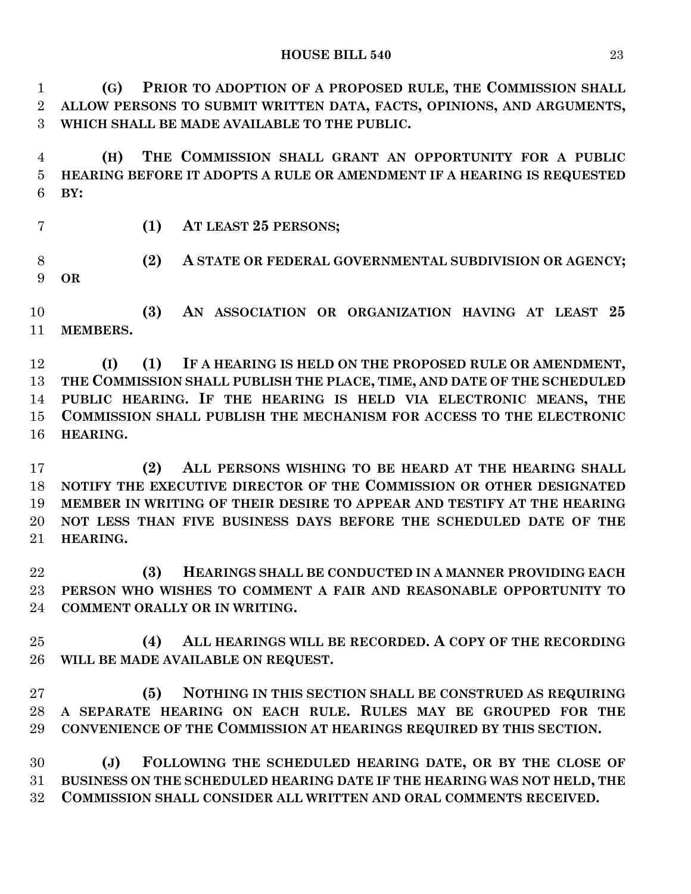**(G) PRIOR TO ADOPTION OF A PROPOSED RULE, THE COMMISSION SHALL ALLOW PERSONS TO SUBMIT WRITTEN DATA, FACTS, OPINIONS, AND ARGUMENTS, WHICH SHALL BE MADE AVAILABLE TO THE PUBLIC.**

**(H) THE COMMISSION SHALL GRANT AN OPPORTUNITY FOR A PUBLIC HEARING BEFORE IT ADOPTS A RULE OR AMENDMENT IF A HEARING IS REQUESTED BY:**

**(1) AT LEAST 25 PERSONS;**

**(2) A STATE OR FEDERAL GOVERNMENTAL SUBDIVISION OR AGENCY; OR**

**(3) AN ASSOCIATION OR ORGANIZATION HAVING AT LEAST 25 MEMBERS.**

**(I) (1) IF A HEARING IS HELD ON THE PROPOSED RULE OR AMENDMENT, THE COMMISSION SHALL PUBLISH THE PLACE, TIME, AND DATE OF THE SCHEDULED PUBLIC HEARING. IF THE HEARING IS HELD VIA ELECTRONIC MEANS, THE COMMISSION SHALL PUBLISH THE MECHANISM FOR ACCESS TO THE ELECTRONIC HEARING.**

**(2) ALL PERSONS WISHING TO BE HEARD AT THE HEARING SHALL NOTIFY THE EXECUTIVE DIRECTOR OF THE COMMISSION OR OTHER DESIGNATED MEMBER IN WRITING OF THEIR DESIRE TO APPEAR AND TESTIFY AT THE HEARING NOT LESS THAN FIVE BUSINESS DAYS BEFORE THE SCHEDULED DATE OF THE HEARING.**

**(3) HEARINGS SHALL BE CONDUCTED IN A MANNER PROVIDING EACH PERSON WHO WISHES TO COMMENT A FAIR AND REASONABLE OPPORTUNITY TO COMMENT ORALLY OR IN WRITING.**

**(4) ALL HEARINGS WILL BE RECORDED. A COPY OF THE RECORDING WILL BE MADE AVAILABLE ON REQUEST.**

**(5) NOTHING IN THIS SECTION SHALL BE CONSTRUED AS REQUIRING A SEPARATE HEARING ON EACH RULE. RULES MAY BE GROUPED FOR THE CONVENIENCE OF THE COMMISSION AT HEARINGS REQUIRED BY THIS SECTION.**

**(J) FOLLOWING THE SCHEDULED HEARING DATE, OR BY THE CLOSE OF BUSINESS ON THE SCHEDULED HEARING DATE IF THE HEARING WAS NOT HELD, THE COMMISSION SHALL CONSIDER ALL WRITTEN AND ORAL COMMENTS RECEIVED.**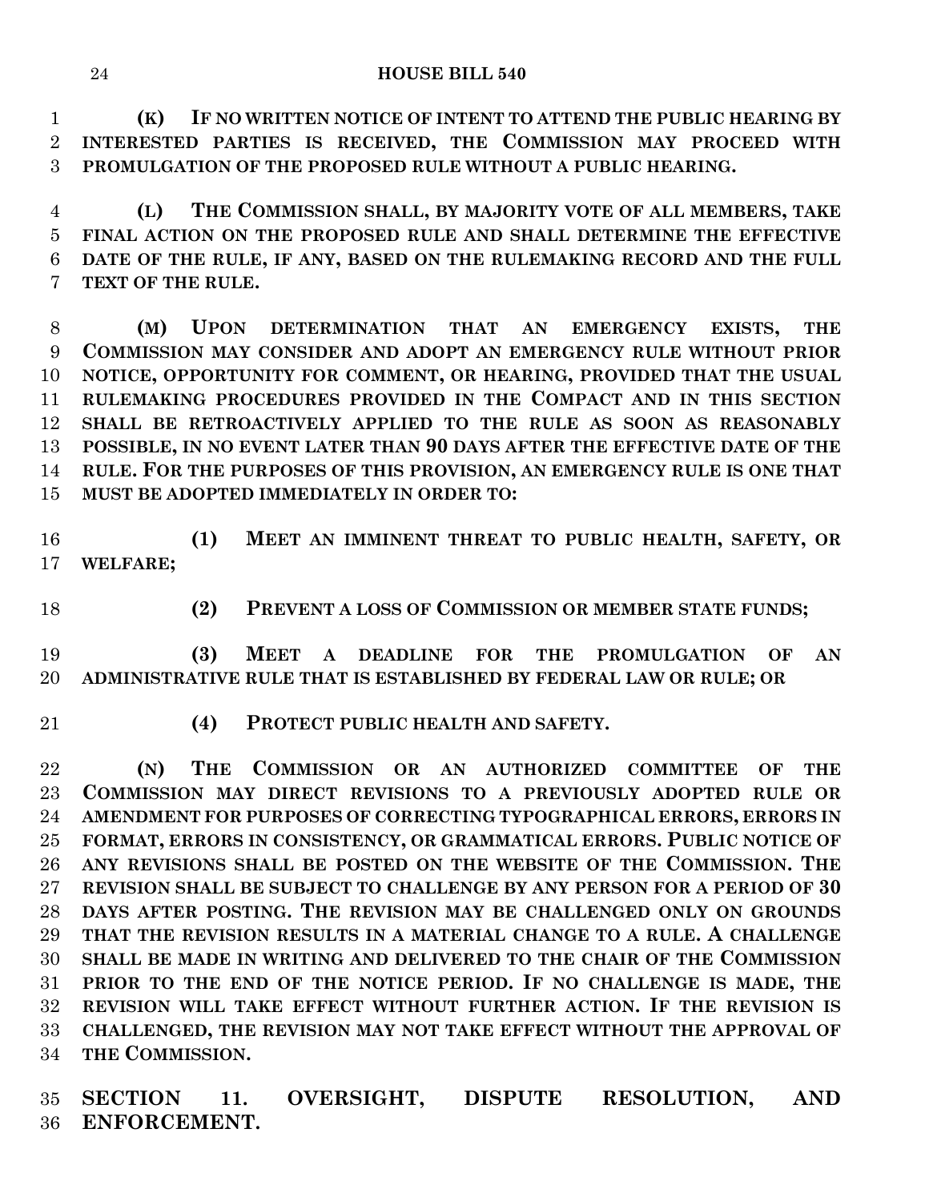**(K) IF NO WRITTEN NOTICE OF INTENT TO ATTEND THE PUBLIC HEARING BY INTERESTED PARTIES IS RECEIVED, THE COMMISSION MAY PROCEED WITH PROMULGATION OF THE PROPOSED RULE WITHOUT A PUBLIC HEARING.**

**(L) THE COMMISSION SHALL, BY MAJORITY VOTE OF ALL MEMBERS, TAKE FINAL ACTION ON THE PROPOSED RULE AND SHALL DETERMINE THE EFFECTIVE DATE OF THE RULE, IF ANY, BASED ON THE RULEMAKING RECORD AND THE FULL TEXT OF THE RULE.**

**(M) UPON DETERMINATION THAT AN EMERGENCY EXISTS, THE COMMISSION MAY CONSIDER AND ADOPT AN EMERGENCY RULE WITHOUT PRIOR NOTICE, OPPORTUNITY FOR COMMENT, OR HEARING, PROVIDED THAT THE USUAL RULEMAKING PROCEDURES PROVIDED IN THE COMPACT AND IN THIS SECTION SHALL BE RETROACTIVELY APPLIED TO THE RULE AS SOON AS REASONABLY POSSIBLE, IN NO EVENT LATER THAN 90 DAYS AFTER THE EFFECTIVE DATE OF THE RULE. FOR THE PURPOSES OF THIS PROVISION, AN EMERGENCY RULE IS ONE THAT MUST BE ADOPTED IMMEDIATELY IN ORDER TO:**

**(1) MEET AN IMMINENT THREAT TO PUBLIC HEALTH, SAFETY, OR WELFARE;**

**(2) PREVENT A LOSS OF COMMISSION OR MEMBER STATE FUNDS;**

**(3) MEET A DEADLINE FOR THE PROMULGATION OF AN ADMINISTRATIVE RULE THAT IS ESTABLISHED BY FEDERAL LAW OR RULE; OR**

**(4) PROTECT PUBLIC HEALTH AND SAFETY.**

**(N) THE COMMISSION OR AN AUTHORIZED COMMITTEE OF THE COMMISSION MAY DIRECT REVISIONS TO A PREVIOUSLY ADOPTED RULE OR AMENDMENT FOR PURPOSES OF CORRECTING TYPOGRAPHICAL ERRORS, ERRORS IN FORMAT, ERRORS IN CONSISTENCY, OR GRAMMATICAL ERRORS. PUBLIC NOTICE OF ANY REVISIONS SHALL BE POSTED ON THE WEBSITE OF THE COMMISSION. THE REVISION SHALL BE SUBJECT TO CHALLENGE BY ANY PERSON FOR A PERIOD OF 30 DAYS AFTER POSTING. THE REVISION MAY BE CHALLENGED ONLY ON GROUNDS THAT THE REVISION RESULTS IN A MATERIAL CHANGE TO A RULE. A CHALLENGE SHALL BE MADE IN WRITING AND DELIVERED TO THE CHAIR OF THE COMMISSION PRIOR TO THE END OF THE NOTICE PERIOD. IF NO CHALLENGE IS MADE, THE REVISION WILL TAKE EFFECT WITHOUT FURTHER ACTION. IF THE REVISION IS CHALLENGED, THE REVISION MAY NOT TAKE EFFECT WITHOUT THE APPROVAL OF THE COMMISSION.**

## SECTION 11. OVERSIGHT, DISPUTE RESOLUTION, AND ENFORCEMENT.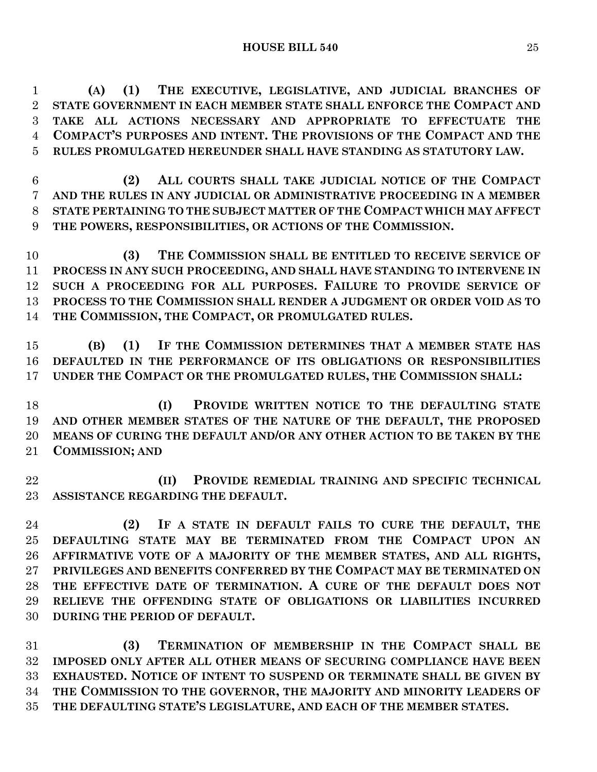**(A) (1) THE EXECUTIVE, LEGISLATIVE, AND JUDICIAL BRANCHES OF STATE GOVERNMENT IN EACH MEMBER STATE SHALL ENFORCE THE COMPACT AND TAKE ALL ACTIONS NECESSARY AND APPROPRIATE TO EFFECTUATE THE COMPACT'S PURPOSES AND INTENT. THE PROVISIONS OF THE COMPACT AND THE RULES PROMULGATED HEREUNDER SHALL HAVE STANDING AS STATUTORY LAW.**

**(2) ALL COURTS SHALL TAKE JUDICIAL NOTICE OF THE COMPACT AND THE RULES IN ANY JUDICIAL OR ADMINISTRATIVE PROCEEDING IN A MEMBER STATE PERTAINING TO THE SUBJECT MATTER OF THE COMPACT WHICH MAY AFFECT THE POWERS, RESPONSIBILITIES, OR ACTIONS OF THE COMMISSION.**

**(3) THE COMMISSION SHALL BE ENTITLED TO RECEIVE SERVICE OF PROCESS IN ANY SUCH PROCEEDING, AND SHALL HAVE STANDING TO INTERVENE IN SUCH A PROCEEDING FOR ALL PURPOSES. FAILURE TO PROVIDE SERVICE OF PROCESS TO THE COMMISSION SHALL RENDER A JUDGMENT OR ORDER VOID AS TO THE COMMISSION, THE COMPACT, OR PROMULGATED RULES.**

**(B) (1) IF THE COMMISSION DETERMINES THAT A MEMBER STATE HAS DEFAULTED IN THE PERFORMANCE OF ITS OBLIGATIONS OR RESPONSIBILITIES UNDER THE COMPACT OR THE PROMULGATED RULES, THE COMMISSION SHALL:**

**(I) PROVIDE WRITTEN NOTICE TO THE DEFAULTING STATE AND OTHER MEMBER STATES OF THE NATURE OF THE DEFAULT, THE PROPOSED MEANS OF CURING THE DEFAULT AND/OR ANY OTHER ACTION TO BE TAKEN BY THE COMMISSION; AND**

**(II) PROVIDE REMEDIAL TRAINING AND SPECIFIC TECHNICAL ASSISTANCE REGARDING THE DEFAULT.**

**(2) IF A STATE IN DEFAULT FAILS TO CURE THE DEFAULT, THE DEFAULTING STATE MAY BE TERMINATED FROM THE COMPACT UPON AN AFFIRMATIVE VOTE OF A MAJORITY OF THE MEMBER STATES, AND ALL RIGHTS, PRIVILEGES AND BENEFITS CONFERRED BY THE COMPACT MAY BE TERMINATED ON THE EFFECTIVE DATE OF TERMINATION. A CURE OF THE DEFAULT DOES NOT RELIEVE THE OFFENDING STATE OF OBLIGATIONS OR LIABILITIES INCURRED DURING THE PERIOD OF DEFAULT.**

**(3) TERMINATION OF MEMBERSHIP IN THE COMPACT SHALL BE IMPOSED ONLY AFTER ALL OTHER MEANS OF SECURING COMPLIANCE HAVE BEEN EXHAUSTED. NOTICE OF INTENT TO SUSPEND OR TERMINATE SHALL BE GIVEN BY THE COMMISSION TO THE GOVERNOR, THE MAJORITY AND MINORITY LEADERS OF THE DEFAULTING STATE'S LEGISLATURE, AND EACH OF THE MEMBER STATES.**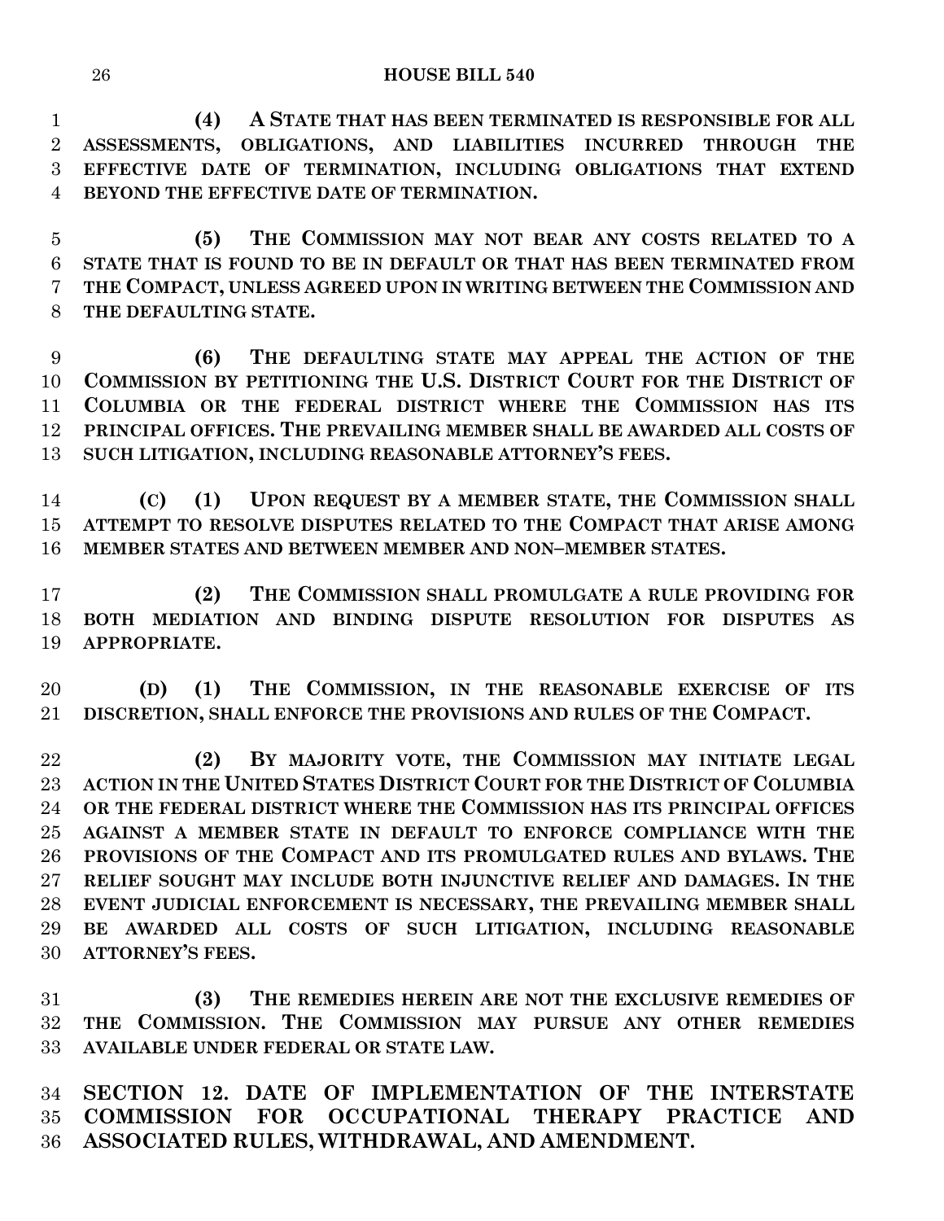**(4) A STATE THAT HAS BEEN TERMINATED IS RESPONSIBLE FOR ALL ASSESSMENTS, OBLIGATIONS, AND LIABILITIES INCURRED THROUGH THE EFFECTIVE DATE OF TERMINATION, INCLUDING OBLIGATIONS THAT EXTEND BEYOND THE EFFECTIVE DATE OF TERMINATION.**

**(5) THE COMMISSION MAY NOT BEAR ANY COSTS RELATED TO A STATE THAT IS FOUND TO BE IN DEFAULT OR THAT HAS BEEN TERMINATED FROM THE COMPACT, UNLESS AGREED UPON IN WRITING BETWEEN THE COMMISSION AND THE DEFAULTING STATE.**

**(6) THE DEFAULTING STATE MAY APPEAL THE ACTION OF THE COMMISSION BY PETITIONING THE U.S. DISTRICT COURT FOR THE DISTRICT OF COLUMBIA OR THE FEDERAL DISTRICT WHERE THE COMMISSION HAS ITS PRINCIPAL OFFICES. THE PREVAILING MEMBER SHALL BE AWARDED ALL COSTS OF SUCH LITIGATION, INCLUDING REASONABLE ATTORNEY'S FEES.**

**(C) (1) UPON REQUEST BY A MEMBER STATE, THE COMMISSION SHALL ATTEMPT TO RESOLVE DISPUTES RELATED TO THE COMPACT THAT ARISE AMONG MEMBER STATES AND BETWEEN MEMBER AND NON–MEMBER STATES.**

**(2) THE COMMISSION SHALL PROMULGATE A RULE PROVIDING FOR BOTH MEDIATION AND BINDING DISPUTE RESOLUTION FOR DISPUTES AS APPROPRIATE.**

**(D) (1) THE COMMISSION, IN THE REASONABLE EXERCISE OF ITS DISCRETION, SHALL ENFORCE THE PROVISIONS AND RULES OF THE COMPACT.**

**(2) BY MAJORITY VOTE, THE COMMISSION MAY INITIATE LEGAL ACTION IN THE UNITED STATES DISTRICT COURT FOR THE DISTRICT OF COLUMBIA OR THE FEDERAL DISTRICT WHERE THE COMMISSION HAS ITS PRINCIPAL OFFICES AGAINST A MEMBER STATE IN DEFAULT TO ENFORCE COMPLIANCE WITH THE PROVISIONS OF THE COMPACT AND ITS PROMULGATED RULES AND BYLAWS. THE RELIEF SOUGHT MAY INCLUDE BOTH INJUNCTIVE RELIEF AND DAMAGES. IN THE EVENT JUDICIAL ENFORCEMENT IS NECESSARY, THE PREVAILING MEMBER SHALL BE AWARDED ALL COSTS OF SUCH LITIGATION, INCLUDING REASONABLE ATTORNEY'S FEES.**

**(3) THE REMEDIES HEREIN ARE NOT THE EXCLUSIVE REMEDIES OF THE COMMISSION. THE COMMISSION MAY PURSUE ANY OTHER REMEDIES AVAILABLE UNDER FEDERAL OR STATE LAW.**

## SECTION 12. DATE OF IMPLEMENTATION OF THE INTERSTATE COMMISSION FOR OCCUPATIONAL THERAPY PRACTICE AND ASSOCIATED RULES, WITHDRAWAL, AND AMENDMENT.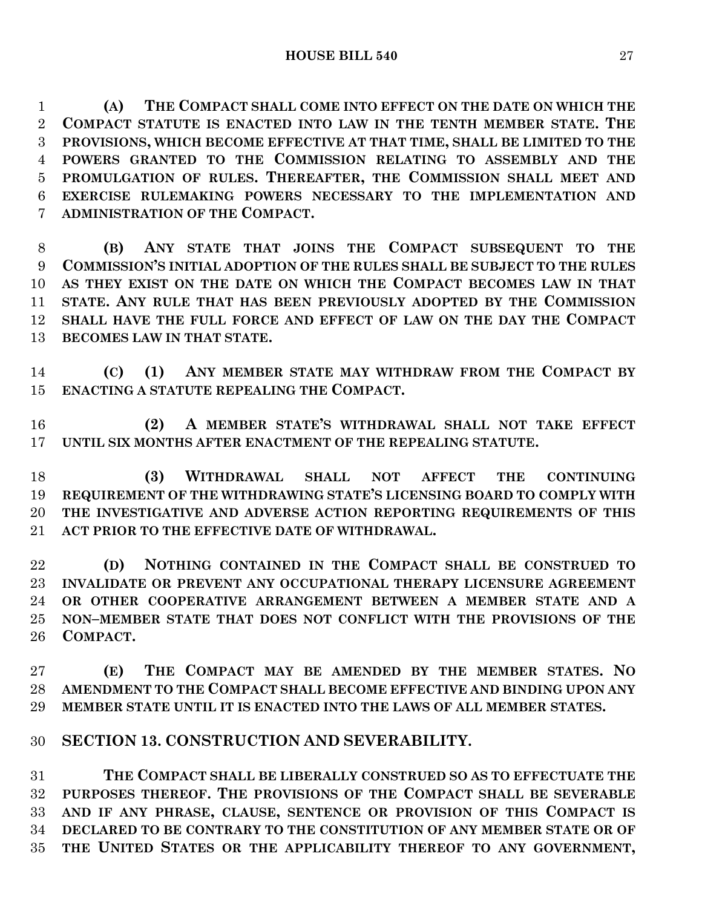**(A) THE COMPACT SHALL COME INTO EFFECT ON THE DATE ON WHICH THE COMPACT STATUTE IS ENACTED INTO LAW IN THE TENTH MEMBER STATE. THE PROVISIONS, WHICH BECOME EFFECTIVE AT THAT TIME, SHALL BE LIMITED TO THE POWERS GRANTED TO THE COMMISSION RELATING TO ASSEMBLY AND THE PROMULGATION OF RULES. THEREAFTER, THE COMMISSION SHALL MEET AND EXERCISE RULEMAKING POWERS NECESSARY TO THE IMPLEMENTATION AND ADMINISTRATION OF THE COMPACT.**

**(B) ANY STATE THAT JOINS THE COMPACT SUBSEQUENT TO THE COMMISSION'S INITIAL ADOPTION OF THE RULES SHALL BE SUBJECT TO THE RULES AS THEY EXIST ON THE DATE ON WHICH THE COMPACT BECOMES LAW IN THAT STATE. ANY RULE THAT HAS BEEN PREVIOUSLY ADOPTED BY THE COMMISSION SHALL HAVE THE FULL FORCE AND EFFECT OF LAW ON THE DAY THE COMPACT BECOMES LAW IN THAT STATE.**

**(C) (1) ANY MEMBER STATE MAY WITHDRAW FROM THE COMPACT BY ENACTING A STATUTE REPEALING THE COMPACT.**

**(2) A MEMBER STATE'S WITHDRAWAL SHALL NOT TAKE EFFECT UNTIL SIX MONTHS AFTER ENACTMENT OF THE REPEALING STATUTE.**

**(3) WITHDRAWAL SHALL NOT AFFECT THE CONTINUING REQUIREMENT OF THE WITHDRAWING STATE'S LICENSING BOARD TO COMPLY WITH THE INVESTIGATIVE AND ADVERSE ACTION REPORTING REQUIREMENTS OF THIS ACT PRIOR TO THE EFFECTIVE DATE OF WITHDRAWAL.**

**(D) NOTHING CONTAINED IN THE COMPACT SHALL BE CONSTRUED TO INVALIDATE OR PREVENT ANY OCCUPATIONAL THERAPY LICENSURE AGREEMENT OR OTHER COOPERATIVE ARRANGEMENT BETWEEN A MEMBER STATE AND A NON–MEMBER STATE THAT DOES NOT CONFLICT WITH THE PROVISIONS OF THE COMPACT.**

**(E) THE COMPACT MAY BE AMENDED BY THE MEMBER STATES. NO AMENDMENT TO THE COMPACT SHALL BECOME EFFECTIVE AND BINDING UPON ANY MEMBER STATE UNTIL IT IS ENACTED INTO THE LAWS OF ALL MEMBER STATES.**

## SECTION 13. CONSTRUCTION AND SEVERABILITY.

**THE COMPACT SHALL BE LIBERALLY CONSTRUED SO AS TO EFFECTUATE THE PURPOSES THEREOF. THE PROVISIONS OF THE COMPACT SHALL BE SEVERABLE AND IF ANY PHRASE, CLAUSE, SENTENCE OR PROVISION OF THIS COMPACT IS DECLARED TO BE CONTRARY TO THE CONSTITUTION OF ANY MEMBER STATE OR OF THE UNITED STATES OR THE APPLICABILITY THEREOF TO ANY GOVERNMENT,**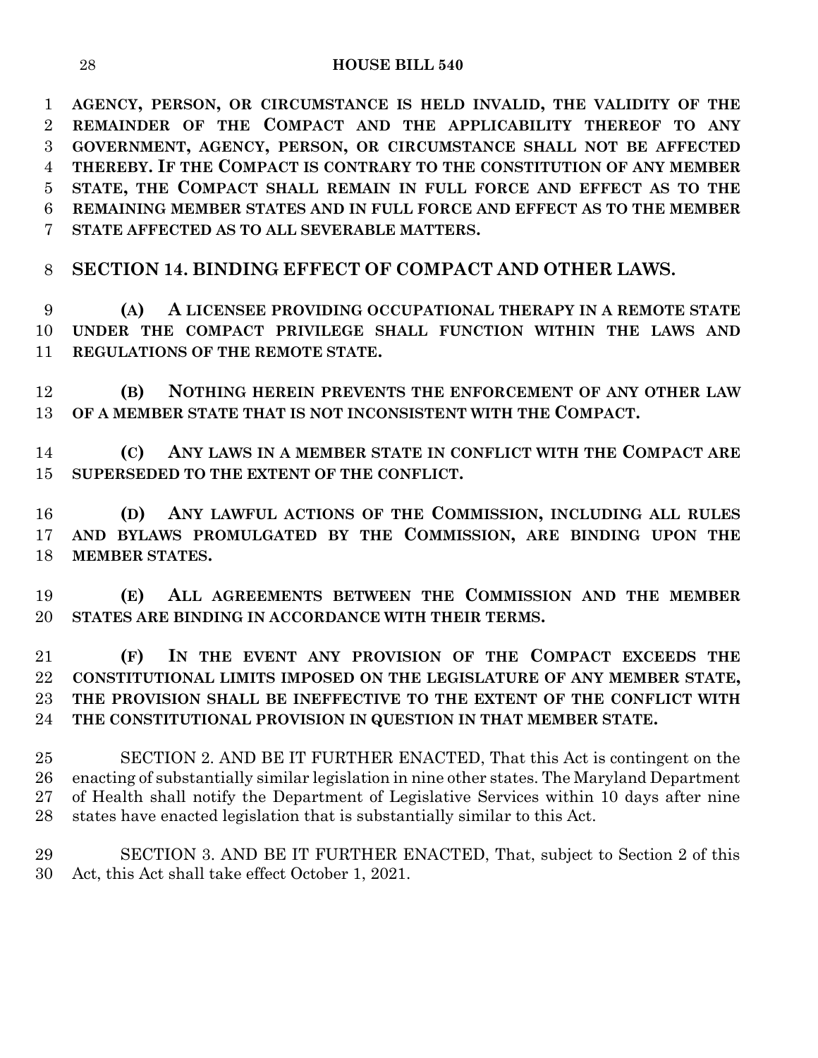**AGENCY, PERSON, OR CIRCUMSTANCE IS HELD INVALID, THE VALIDITY OF THE REMAINDER OF THE COMPACT AND THE APPLICABILITY THEREOF TO ANY GOVERNMENT, AGENCY, PERSON, OR CIRCUMSTANCE SHALL NOT BE AFFECTED THEREBY. IF THE COMPACT IS CONTRARY TO THE CONSTITUTION OF ANY MEMBER STATE, THE COMPACT SHALL REMAIN IN FULL FORCE AND EFFECT AS TO THE REMAINING MEMBER STATES AND IN FULL FORCE AND EFFECT AS TO THE MEMBER STATE AFFECTED AS TO ALL SEVERABLE MATTERS.**

## SECTION 14. BINDING EFFECT OF COMPACT AND OTHER LAWS.

**(A) A LICENSEE PROVIDING OCCUPATIONAL THERAPY IN A REMOTE STATE UNDER THE COMPACT PRIVILEGE SHALL FUNCTION WITHIN THE LAWS AND REGULATIONS OF THE REMOTE STATE.**

**(B) NOTHING HEREIN PREVENTS THE ENFORCEMENT OF ANY OTHER LAW OF A MEMBER STATE THAT IS NOT INCONSISTENT WITH THE COMPACT.**

**(C) ANY LAWS IN A MEMBER STATE IN CONFLICT WITH THE COMPACT ARE SUPERSEDED TO THE EXTENT OF THE CONFLICT.**

**(D) ANY LAWFUL ACTIONS OF THE COMMISSION, INCLUDING ALL RULES AND BYLAWS PROMULGATED BY THE COMMISSION, ARE BINDING UPON THE MEMBER STATES.**

**(E) ALL AGREEMENTS BETWEEN THE COMMISSION AND THE MEMBER STATES ARE BINDING IN ACCORDANCE WITH THEIR TERMS.**

**(F) IN THE EVENT ANY PROVISION OF THE COMPACT EXCEEDS THE CONSTITUTIONAL LIMITS IMPOSED ON THE LEGISLATURE OF ANY MEMBER STATE, THE PROVISION SHALL BE INEFFECTIVE TO THE EXTENT OF THE CONFLICT WITH THE CONSTITUTIONAL PROVISION IN QUESTION IN THAT MEMBER STATE.**

SECTION 2. AND BE IT FURTHER ENACTED, That this Act is contingent on the enacting of substantially similar legislation in nine other states. The Maryland Department of Health shall notify the Department of Legislative Services within 10 days after nine states have enacted legislation that is substantially similar to this Act.

SECTION 3. AND BE IT FURTHER ENACTED, That, subject to Section 2 of this Act, this Act shall take effect October 1, 2021.